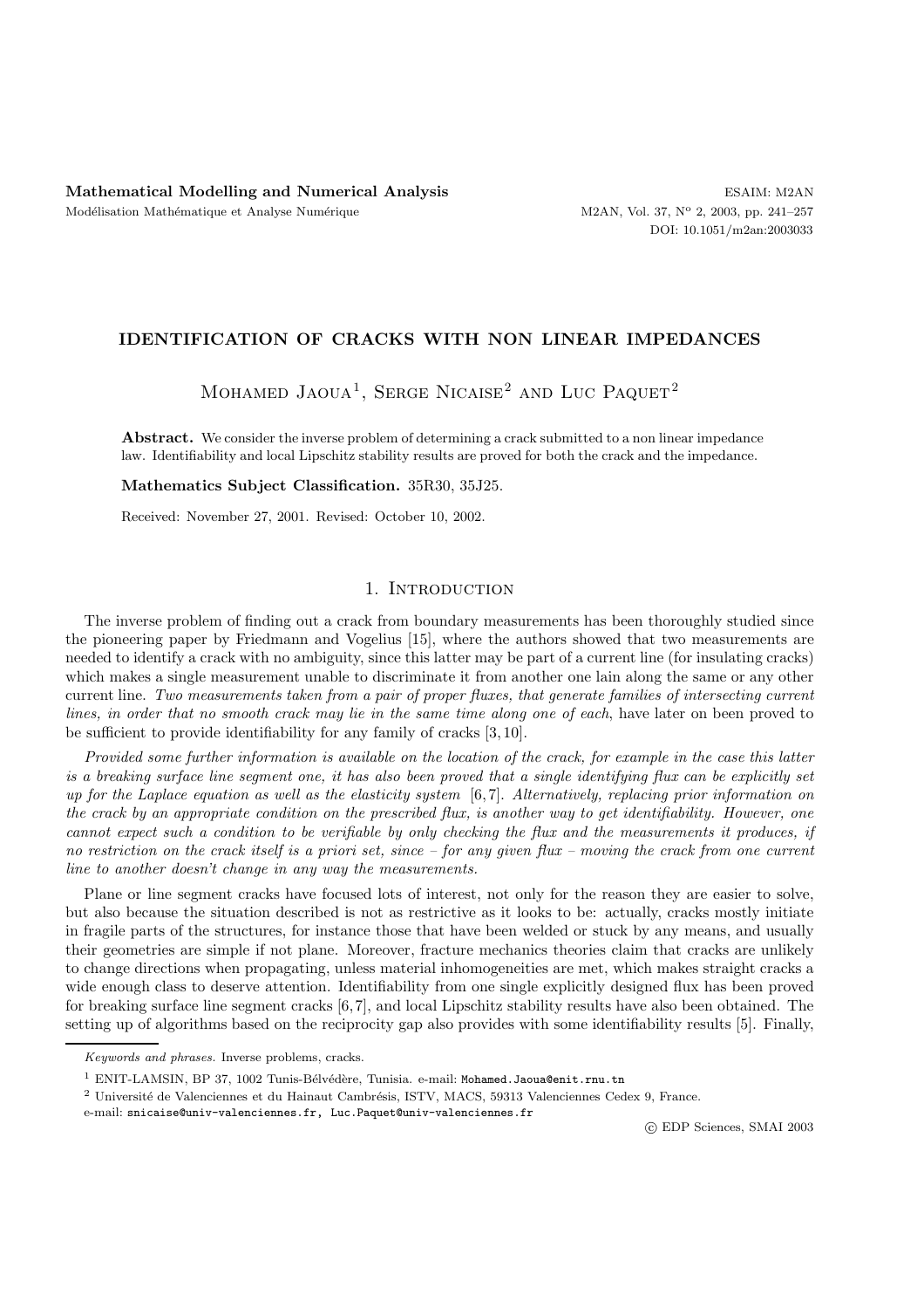# IDENTIFICATION OF CRACKS WITH NON LINEAR IMPEDANCES

Mohamed Jaoua[1], Serge Nicaise[2] and Luc Paquet[2]

**Abstract.** We consider the inverse problem of determining a crack submitted to a non linear impedance law. Identifiability and local Lipschitz stability results are proved for both the crack and the impedance.

**Mathematics Subject Classification.** 35R30, 35J25.

Received: November 27, 2001. Revised: October 10, 2002.

## 1. Introduction

The inverse problem of finding out a crack from boundary measurements has been thoroughly studied since the pioneering paper by Friedmann and Vogelius [15], where the authors showed that two measurements are needed to identify a crack with no ambiguity, since this latter may be part of a current line (for insulating cracks) which makes a single measurement unable to discriminate it from another one lain along the same or any other current line. *Two measurements taken from a pair of proper fluxes, that generate families of intersecting current lines, in order that no smooth crack may lie in the same time along one of each*, have later on been proved to be sufficient to provide identifiability for any family of cracks [3, 10].

*Provided some further information is available on the location of the crack, for example in the case this latter is a breaking surface line segment one, it has also been proved that a single identifying flux can be explicitly set up for the Laplace equation as well as the elasticity system* [6, 7]. *Alternatively, replacing prior information on the crack by an appropriate condition on the prescribed flux, is another way to get identifiability. However, one cannot expect such a condition to be verifiable by only checking the flux and the measurements it produces, if no restriction on the crack itself is a priori set, since – for any given flux – moving the crack from one current line to another doesn't change in any way the measurements.*

Plane or line segment cracks have focused lots of interest, not only for the reason they are easier to solve, but also because the situation described is not as restrictive as it looks to be: actually, cracks mostly initiate in fragile parts of the structures, for instance those that have been welded or stuck by any means, and usually their geometries are simple if not plane. Moreover, fracture mechanics theories claim that cracks are unlikely to change directions when propagating, unless material inhomogeneities are met, which makes straight cracks a wide enough class to deserve attention. Identifiability from one single explicitly designed flux has been proved for breaking surface line segment cracks [6, 7], and local Lipschitz stability results have also been obtained. The setting up of algorithms based on the reciprocity gap also provides with some identifiability results [5]. Finally,

*Keywords and phrases.* Inverse problems, cracks.

[1] ENIT-LAMSIN, BP 37, 1002 Tunis-Bélvédère, Tunisia. e-mail: Mohamed.Jaoua@enit.rnu.tn

[2] Université de Valenciennes et du Hainaut Cambrésis, ISTV, MACS, 59313 Valenciennes Cedex 9, France.
e-mail: snicaise@univ-valenciennes.fr, Luc.Paquet@univ-valenciennes.fr

© EDP Sciences, SMAI 2003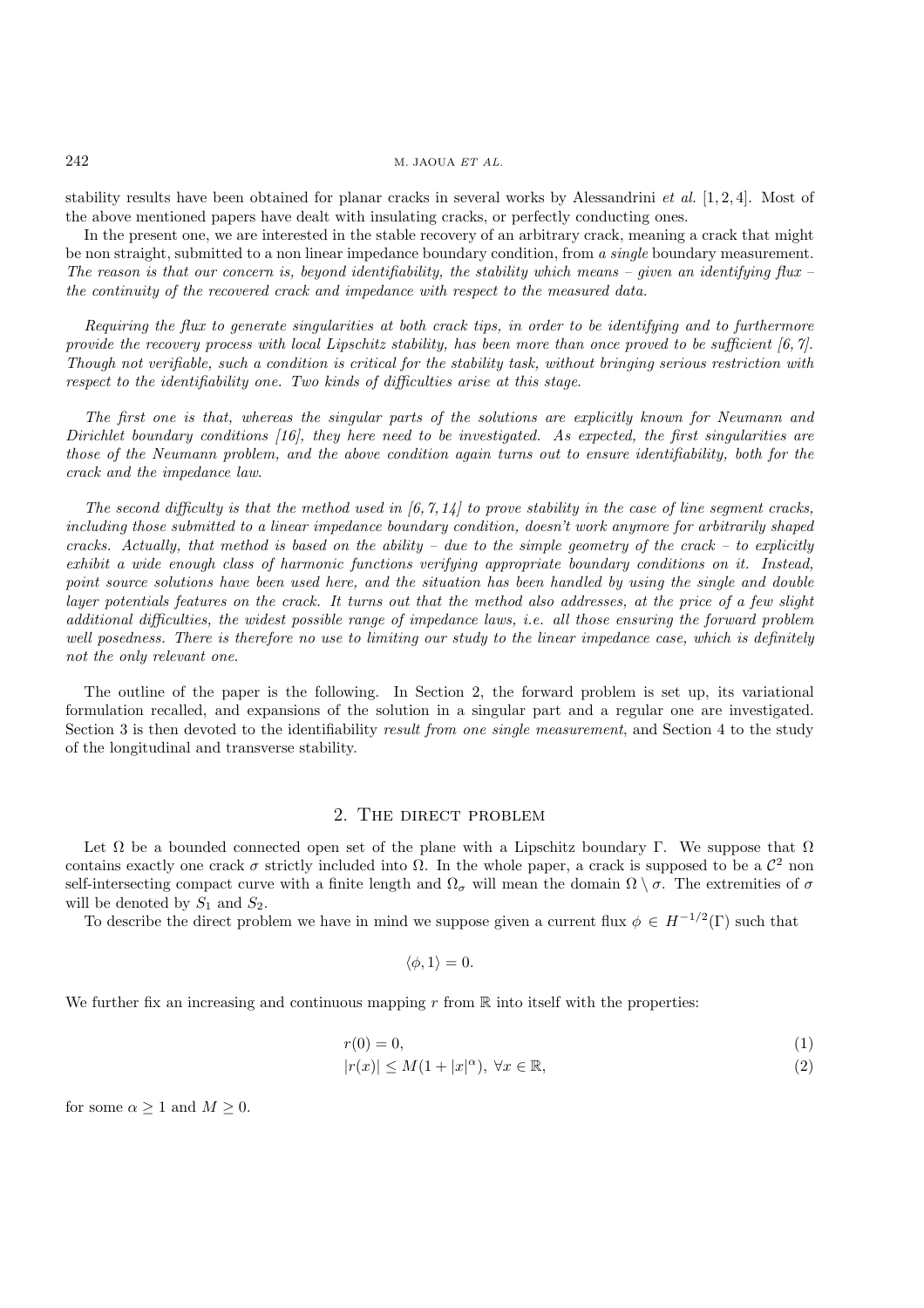stability results have been obtained for planar cracks in several works by Alessandrini *et al.* [1, 2, 4]. Most of the above mentioned papers have dealt with insulating cracks, or perfectly conducting ones.

In the present one, we are interested in the stable recovery of an arbitrary crack, meaning a crack that might be non straight, submitted to a non linear impedance boundary condition, from *a single* boundary measurement. *The reason is that our concern is, beyond identifiability, the stability which means – given an identifying flux – the continuity of the recovered crack and impedance with respect to the measured data.*

*Requiring the flux to generate singularities at both crack tips, in order to be identifying and to furthermore provide the recovery process with local Lipschitz stability, has been more than once proved to be sufficient [6, 7]. Though not verifiable, such a condition is critical for the stability task, without bringing serious restriction with respect to the identifiability one. Two kinds of difficulties arise at this stage.*

*The first one is that, whereas the singular parts of the solutions are explicitly known for Neumann and Dirichlet boundary conditions [16], they here need to be investigated. As expected, the first singularities are those of the Neumann problem, and the above condition again turns out to ensure identifiability, both for the crack and the impedance law.*

*The second difficulty is that the method used in [6, 7, 14] to prove stability in the case of line segment cracks, including those submitted to a linear impedance boundary condition, doesn't work anymore for arbitrarily shaped cracks. Actually, that method is based on the ability – due to the simple geometry of the crack – to explicitly exhibit a wide enough class of harmonic functions verifying appropriate boundary conditions on it. Instead, point source solutions have been used here, and the situation has been handled by using the single and double layer potentials features on the crack. It turns out that the method also addresses, at the price of a few slight additional difficulties, the widest possible range of impedance laws, i.e. all those ensuring the forward problem well posedness. There is therefore no use to limiting our study to the linear impedance case, which is definitely not the only relevant one.*

The outline of the paper is the following. In Section 2, the forward problem is set up, its variational formulation recalled, and expansions of the solution in a singular part and a regular one are investigated. Section 3 is then devoted to the identifiability *result from one single measurement*, and Section 4 to the study of the longitudinal and transverse stability.

## 2. The direct problem

Let $\Omega$ be a bounded connected open set of the plane with a Lipschitz boundary $\Gamma$. We suppose that $\Omega$ contains exactly one crack $\sigma$ strictly included into $\Omega$. In the whole paper, a crack is supposed to be a $\mathcal{C}^2$ non self-intersecting compact curve with a finite length and $\Omega_\sigma$ will mean the domain $\Omega \setminus \sigma$. The extremities of $\sigma$ will be denoted by $S_1$ and $S_2$.

To describe the direct problem we have in mind we suppose given a current flux $\phi \in H^{-1/2}(\Gamma)$ such that

$$\langle \phi, 1 \rangle = 0.$$

We further fix an increasing and continuous mapping $r$ from $\mathbb{R}$ into itself with the properties:

$$r(0) = 0, \tag{1}$$

$$|r(x)| \leq M(1 + |x|^\alpha), \ \forall x \in \mathbb{R}, \tag{2}$$

for some $\alpha \geq 1$ and $M \geq 0$.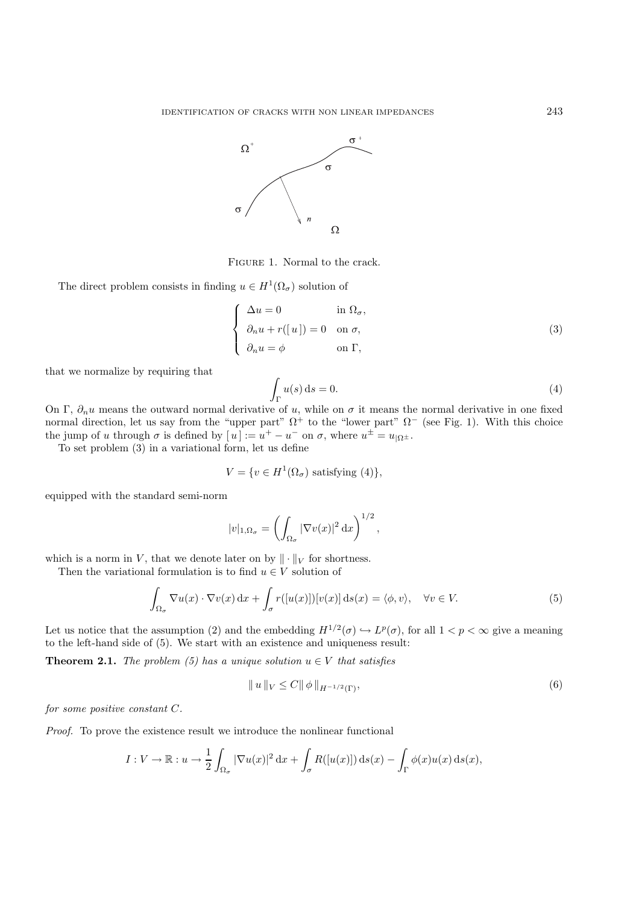Figure 1. Normal to the crack.

The direct problem consists in finding $u \in H^1(\Omega_\sigma)$ solution of

$$
\begin{cases}
\Delta u = 0 & \text{in } \Omega_\sigma, \\
\partial_n u + r([\,u\,]) = 0 & \text{on } \sigma, \\
\partial_n u = \phi & \text{on } \Gamma,
\end{cases}
\tag{3}
$$

that we normalize by requiring that

$$
\int_\Gamma u(s)\,\mathrm{d}s = 0. \tag{4}
$$

On $\Gamma$, $\partial_n u$ means the outward normal derivative of $u$, while on $\sigma$ it means the normal derivative in one fixed normal direction, let us say from the "upper part" $\Omega^+$ to the "lower part" $\Omega^-$ (see Fig. 1). With this choice the jump of $u$ through $\sigma$ is defined by $[\,u\,] := u^+ - u^-$ on $\sigma$, where $u^\pm = u_{|\Omega^\pm}$.

To set problem (3) in a variational form, let us define

$$
V = \{v \in H^1(\Omega_\sigma) \text{ satisfying (4)}\},
$$

equipped with the standard semi-norm

$$
|v|_{1,\Omega_\sigma} = \left( \int_{\Omega_\sigma} |\nabla v(x)|^2 \,\mathrm{d}x \right)^{1/2},
$$

which is a norm in $V$, that we denote later on by $\|\cdot\|_V$ for shortness.

Then the variational formulation is to find $u \in V$ solution of

$$
\int_{\Omega_\sigma} \nabla u(x) \cdot \nabla v(x)\,\mathrm{d}x + \int_\sigma r([u(x)])[v(x)]\,\mathrm{d}s(x) = \langle \phi, v \rangle, \quad \forall v \in V. \tag{5}
$$

Let us notice that the assumption (2) and the embedding $H^{1/2}(\sigma) \hookrightarrow L^p(\sigma)$, for all $1 < p < \infty$ give a meaning to the left-hand side of (5). We start with an existence and uniqueness result:

**Theorem 2.1.** *The problem (5) has a unique solution $u \in V$ that satisfies*

$$
\|\,u\,\|_V \leq C \|\,\phi\,\|_{H^{-1/2}(\Gamma)}, \tag{6}
$$

*for some positive constant $C$.*

*Proof.* To prove the existence result we introduce the nonlinear functional

$$
I : V \to \mathbb{R} : u \to \frac{1}{2} \int_{\Omega_\sigma} |\nabla u(x)|^2 \,\mathrm{d}x + \int_\sigma R([u(x)])\,\mathrm{d}s(x) - \int_\Gamma \phi(x) u(x)\,\mathrm{d}s(x),
$$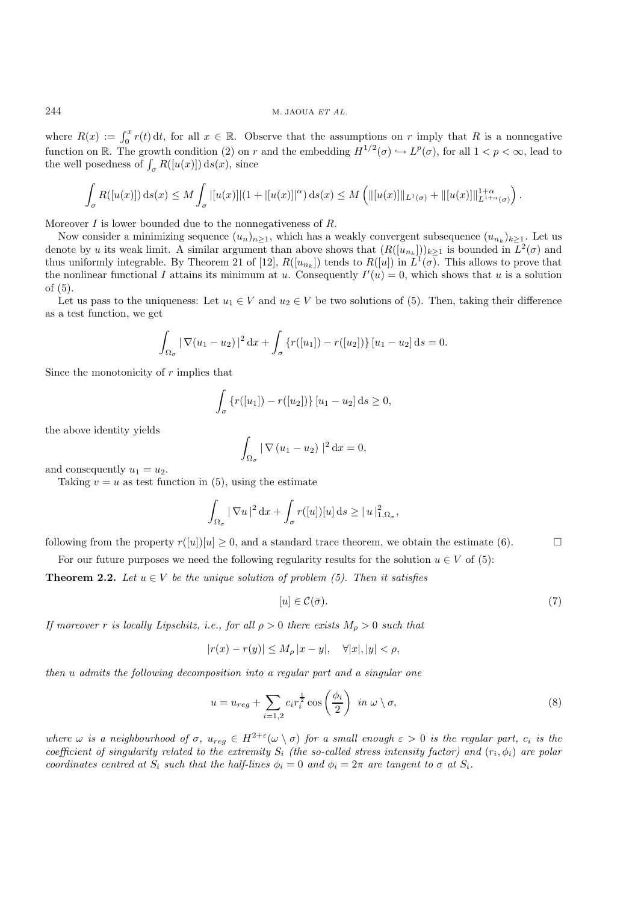where $R(x) := \int_0^x r(t)\,\mathrm{d}t$, for all $x \in \mathbb{R}$. Observe that the assumptions on $r$ imply that $R$ is a nonnegative function on $\mathbb{R}$. The growth condition (2) on $r$ and the embedding $H^{1/2}(\sigma) \hookrightarrow L^p(\sigma)$, for all $1 < p < \infty$, lead to the well posedness of $\int_\sigma R([u(x)])\,\mathrm{d}s(x)$, since

$$\int_\sigma R([u(x)])\,\mathrm{d}s(x) \le M \int_\sigma |[u(x)]|(1 + |[u(x)]|^\alpha)\,\mathrm{d}s(x) \le M \left( \|[u(x)]\|_{L^1(\sigma)} + \|[u(x)]\|_{L^{1+\alpha}(\sigma)}^{1+\alpha} \right).$$

Moreover $I$ is lower bounded due to the nonnegativeness of $R$.

Now consider a minimizing sequence $(u_n)_{n\ge1}$, which has a weakly convergent subsequence $(u_{n_k})_{k\ge1}$. Let us denote by $u$ its weak limit. A similar argument than above shows that $(R([u_{n_k}]))_{k\ge1}$ is bounded in $L^2(\sigma)$ and thus uniformly integrable. By Theorem 21 of [12], $R([u_{n_k}])$ tends to $R([u])$ in $L^1(\sigma)$. This allows to prove that the nonlinear functional $I$ attains its minimum at $u$. Consequently $I'(u) = 0$, which shows that $u$ is a solution of (5).

Let us pass to the uniqueness: Let $u_1 \in V$ and $u_2 \in V$ be two solutions of (5). Then, taking their difference as a test function, we get

$$\int_{\Omega_\sigma} |\,\nabla(u_1 - u_2)\,|^2\,\mathrm{d}x + \int_\sigma \{r([u_1]) - r([u_2])\}\,[u_1 - u_2]\,\mathrm{d}s = 0.$$

Since the monotonicity of $r$ implies that

$$\int_\sigma \{r([u_1]) - r([u_2])\}\,[u_1 - u_2]\,\mathrm{d}s \ge 0,$$

the above identity yields

$$\int_{\Omega_\sigma} |\,\nabla\,(u_1 - u_2)\,|^2\,\mathrm{d}x = 0,$$

and consequently $u_1 = u_2$.

Taking $v = u$ as test function in (5), using the estimate

$$\int_{\Omega_\sigma} |\,\nabla u\,|^2\,\mathrm{d}x + \int_\sigma r([u])[u]\,\mathrm{d}s \ge |\,u\,|_{1,\Omega_\sigma}^2,$$

following from the property $r([u])[u] \ge 0$, and a standard trace theorem, we obtain the estimate (6). $\square$

For our future purposes we need the following regularity results for the solution $u \in V$ of (5):

**Theorem 2.2.** *Let $u \in V$ be the unique solution of problem (5). Then it satisfies*

$$[u] \in \mathcal{C}(\bar{\sigma}). \tag{7}$$

*If moreover $r$ is locally Lipschitz, i.e., for all $\rho > 0$ there exists $M_\rho > 0$ such that*

$$|r(x) - r(y)| \le M_\rho\,|x - y|, \quad \forall |x|, |y| < \rho,$$

*then $u$ admits the following decomposition into a regular part and a singular one*

$$u = u_{reg} + \sum_{i=1,2} c_i r_i^{\frac{1}{2}} \cos\left(\frac{\phi_i}{2}\right) \;\; \text{in } \omega \setminus \sigma, \tag{8}$$

*where $\omega$ is a neighbourhood of $\sigma$, $u_{reg} \in H^{2+\varepsilon}(\omega \setminus \sigma)$ for a small enough $\varepsilon > 0$ is the regular part, $c_i$ is the coefficient of singularity related to the extremity $S_i$ (the so-called stress intensity factor) and $(r_i, \phi_i)$ are polar coordinates centred at $S_i$ such that the half-lines $\phi_i = 0$ and $\phi_i = 2\pi$ are tangent to $\sigma$ at $S_i$.*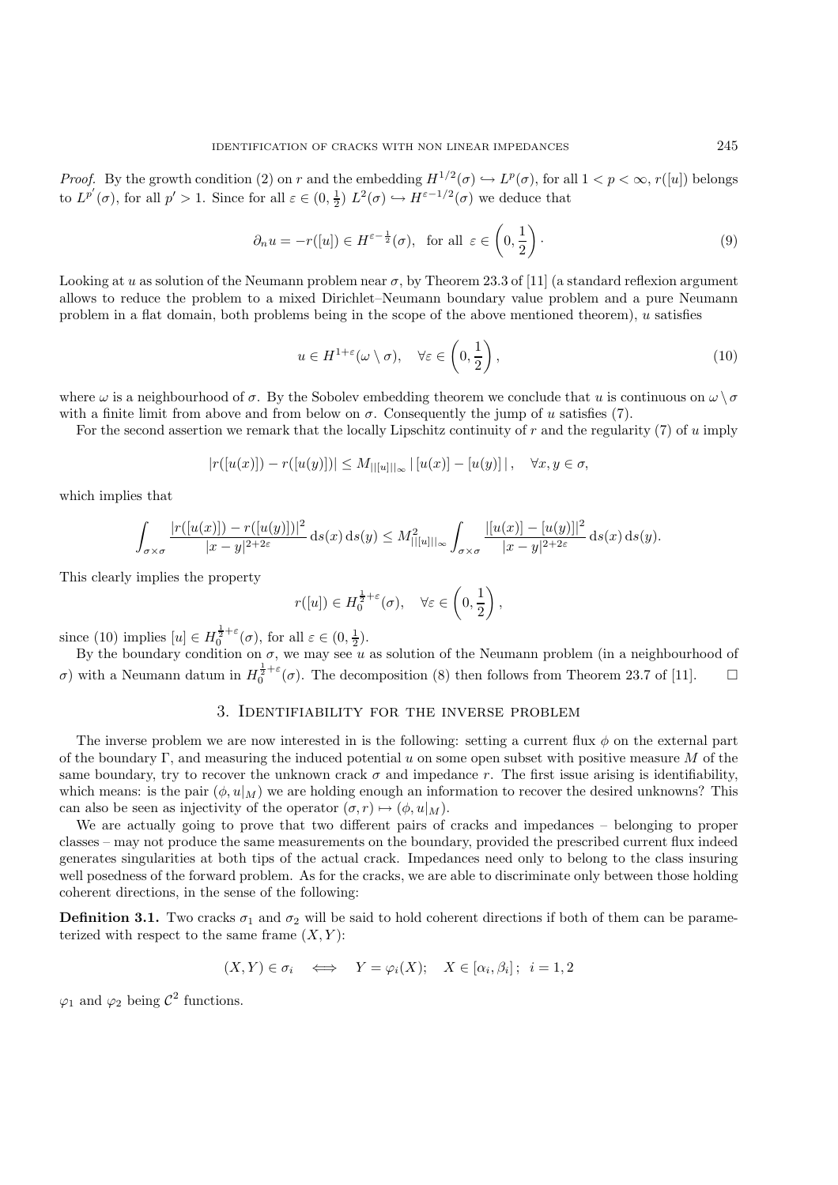*Proof.* By the growth condition (2) on $r$ and the embedding $H^{1/2}(\sigma) \hookrightarrow L^p(\sigma)$, for all $1 < p < \infty$, $r([u])$ belongs to $L^{p'}(\sigma)$, for all $p' > 1$. Since for all $\varepsilon \in (0, \frac{1}{2})$ $L^2(\sigma) \hookrightarrow H^{\varepsilon - 1/2}(\sigma)$ we deduce that

$$\partial_n u = -r([u]) \in H^{\varepsilon - \frac{1}{2}}(\sigma), \text{ for all } \varepsilon \in \left(0, \frac{1}{2}\right) \cdot \tag{9}$$

Looking at $u$ as solution of the Neumann problem near $\sigma$, by Theorem 23.3 of [11] (a standard reflexion argument allows to reduce the problem to a mixed Dirichlet–Neumann boundary value problem and a pure Neumann problem in a flat domain, both problems being in the scope of the above mentioned theorem), $u$ satisfies

$$u \in H^{1+\varepsilon}(\omega \setminus \sigma), \quad \forall \varepsilon \in \left(0, \frac{1}{2}\right), \tag{10}$$

where $\omega$ is a neighbourhood of $\sigma$. By the Sobolev embedding theorem we conclude that $u$ is continuous on $\omega \setminus \sigma$ with a finite limit from above and from below on $\sigma$. Consequently the jump of $u$ satisfies (7).

For the second assertion we remark that the locally Lipschitz continuity of $r$ and the regularity (7) of $u$ imply

$$|r([u(x)]) - r([u(y)])| \leq M_{||[u]||_\infty} \, |\, [u(x)] - [u(y)]\, |, \quad \forall x, y \in \sigma,$$

which implies that

$$\int_{\sigma \times \sigma} \frac{|r([u(x)]) - r([u(y)])|^2}{|x - y|^{2+2\varepsilon}} \, \mathrm{d}s(x) \, \mathrm{d}s(y) \leq M^2_{||[u]||_\infty} \int_{\sigma \times \sigma} \frac{|[u(x)] - [u(y)]|^2}{|x - y|^{2+2\varepsilon}} \, \mathrm{d}s(x) \, \mathrm{d}s(y).$$

This clearly implies the property

$$r([u]) \in H_0^{\frac{1}{2}+\varepsilon}(\sigma), \quad \forall \varepsilon \in \left(0, \frac{1}{2}\right),$$

since (10) implies $[u] \in H_0^{\frac{1}{2}+\varepsilon}(\sigma)$, for all $\varepsilon \in (0, \frac{1}{2})$.

By the boundary condition on $\sigma$, we may see $u$ as solution of the Neumann problem (in a neighbourhood of $\sigma$) with a Neumann datum in $H_0^{\frac{1}{2}+\varepsilon}(\sigma)$. The decomposition (8) then follows from Theorem 23.7 of [11]. □

## 3. Identifiability for the inverse problem

The inverse problem we are now interested in is the following: setting a current flux $\phi$ on the external part of the boundary $\Gamma$, and measuring the induced potential $u$ on some open subset with positive measure $M$ of the same boundary, try to recover the unknown crack $\sigma$ and impedance $r$. The first issue arising is identifiability, which means: is the pair $(\phi, u|_M)$ we are holding enough an information to recover the desired unknowns? This can also be seen as injectivity of the operator $(\sigma, r) \mapsto (\phi, u|_M)$.

We are actually going to prove that two different pairs of cracks and impedances – belonging to proper classes – may not produce the same measurements on the boundary, provided the prescribed current flux indeed generates singularities at both tips of the actual crack. Impedances need only to belong to the class insuring well posedness of the forward problem. As for the cracks, we are able to discriminate only between those holding coherent directions, in the sense of the following:

**Definition 3.1.** Two cracks $\sigma_1$ and $\sigma_2$ will be said to hold coherent directions if both of them can be parameterized with respect to the same frame $(X, Y)$:

$$(X, Y) \in \sigma_i \iff Y = \varphi_i(X); \quad X \in [\alpha_i, \beta_i]\,; \ \ i = 1, 2$$

$\varphi_1$ and $\varphi_2$ being $\mathcal{C}^2$ functions.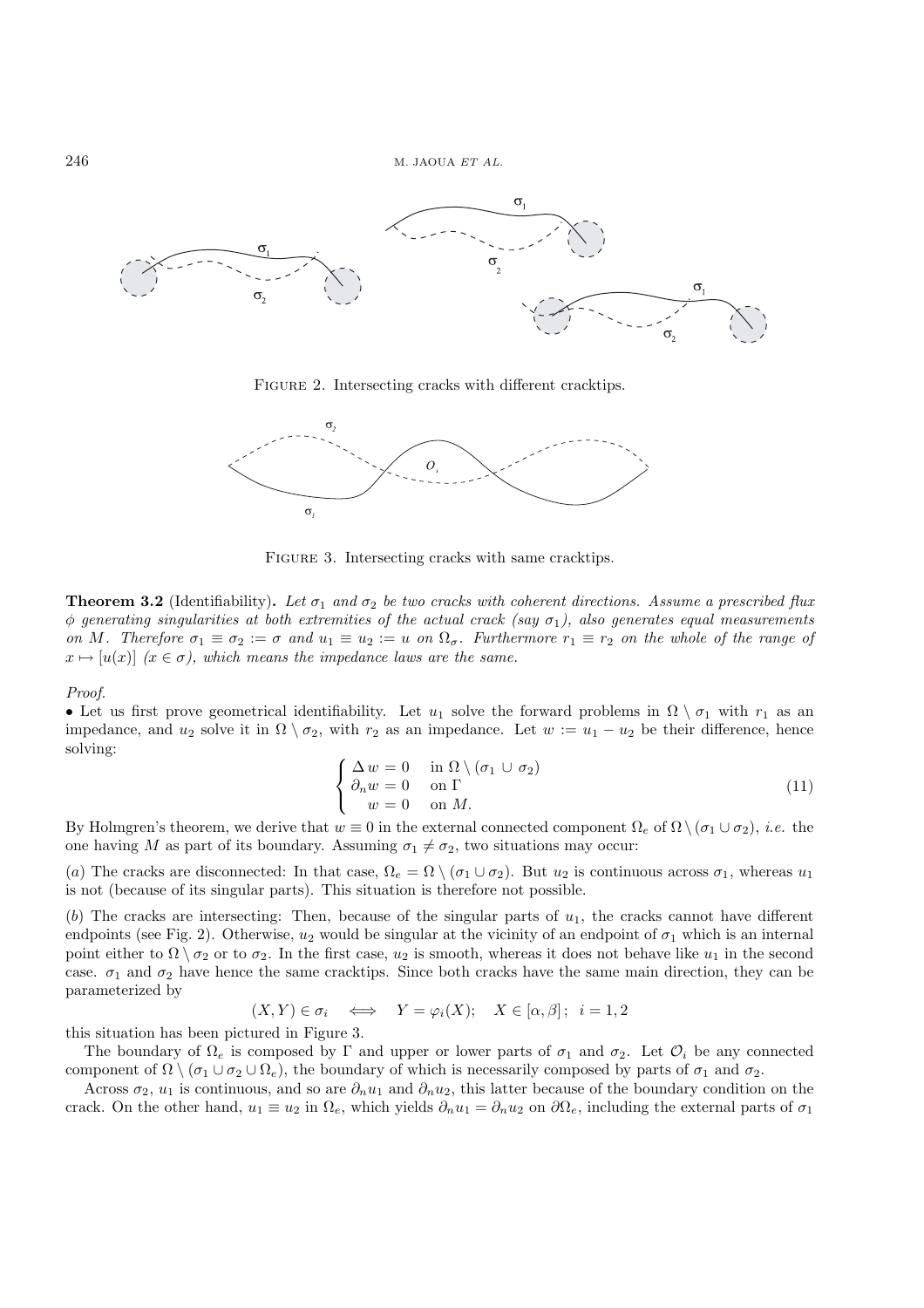FIGURE 2. Intersecting cracks with different cracktips.

FIGURE 3. Intersecting cracks with same cracktips.

**Theorem 3.2** (Identifiability)**.** *Let $\sigma_1$ and $\sigma_2$ be two cracks with coherent directions. Assume a prescribed flux $\phi$ generating singularities at both extremities of the actual crack (say $\sigma_1$), also generates equal measurements on $M$. Therefore $\sigma_1 \equiv \sigma_2 := \sigma$ and $u_1 \equiv u_2 := u$ on $\Omega_\sigma$. Furthermore $r_1 \equiv r_2$ on the whole of the range of $x \mapsto [u(x)]$ ($x \in \sigma$), which means the impedance laws are the same.*

*Proof.*

• Let us first prove geometrical identifiability. Let $u_1$ solve the forward problems in $\Omega \setminus \sigma_1$ with $r_1$ as an impedance, and $u_2$ solve it in $\Omega \setminus \sigma_2$, with $r_2$ as an impedance. Let $w := u_1 - u_2$ be their difference, hence solving:

$$\begin{cases} \Delta w = 0 & \text{in } \Omega \setminus (\sigma_1 \cup \sigma_2) \\ \partial_n w = 0 & \text{on } \Gamma \\ \quad w = 0 & \text{on } M. \end{cases} \tag{11}$$

By Holmgren's theorem, we derive that $w \equiv 0$ in the external connected component $\Omega_e$ of $\Omega \setminus (\sigma_1 \cup \sigma_2)$, *i.e.* the one having $M$ as part of its boundary. Assuming $\sigma_1 \neq \sigma_2$, two situations may occur:

($a$) The cracks are disconnected: In that case, $\Omega_e = \Omega \setminus (\sigma_1 \cup \sigma_2)$. But $u_2$ is continuous across $\sigma_1$, whereas $u_1$ is not (because of its singular parts). This situation is therefore not possible.

($b$) The cracks are intersecting: Then, because of the singular parts of $u_1$, the cracks cannot have different endpoints (see Fig. 2). Otherwise, $u_2$ would be singular at the vicinity of an endpoint of $\sigma_1$ which is an internal point either to $\Omega \setminus \sigma_2$ or to $\sigma_2$. In the first case, $u_2$ is smooth, whereas it does not behave like $u_1$ in the second case. $\sigma_1$ and $\sigma_2$ have hence the same cracktips. Since both cracks have the same main direction, they can be parameterized by

$$(X, Y) \in \sigma_i \quad \Longleftrightarrow \quad Y = \varphi_i(X); \quad X \in [\alpha, \beta]\,; \;\; i = 1, 2$$

this situation has been pictured in Figure 3.

The boundary of $\Omega_e$ is composed by $\Gamma$ and upper or lower parts of $\sigma_1$ and $\sigma_2$. Let $\mathcal{O}_i$ be any connected component of $\Omega \setminus (\sigma_1 \cup \sigma_2 \cup \Omega_e)$, the boundary of which is necessarily composed by parts of $\sigma_1$ and $\sigma_2$.

Across $\sigma_2$, $u_1$ is continuous, and so are $\partial_n u_1$ and $\partial_n u_2$, this latter because of the boundary condition on the crack. On the other hand, $u_1 \equiv u_2$ in $\Omega_e$, which yields $\partial_n u_1 = \partial_n u_2$ on $\partial\Omega_e$, including the external parts of $\sigma_1$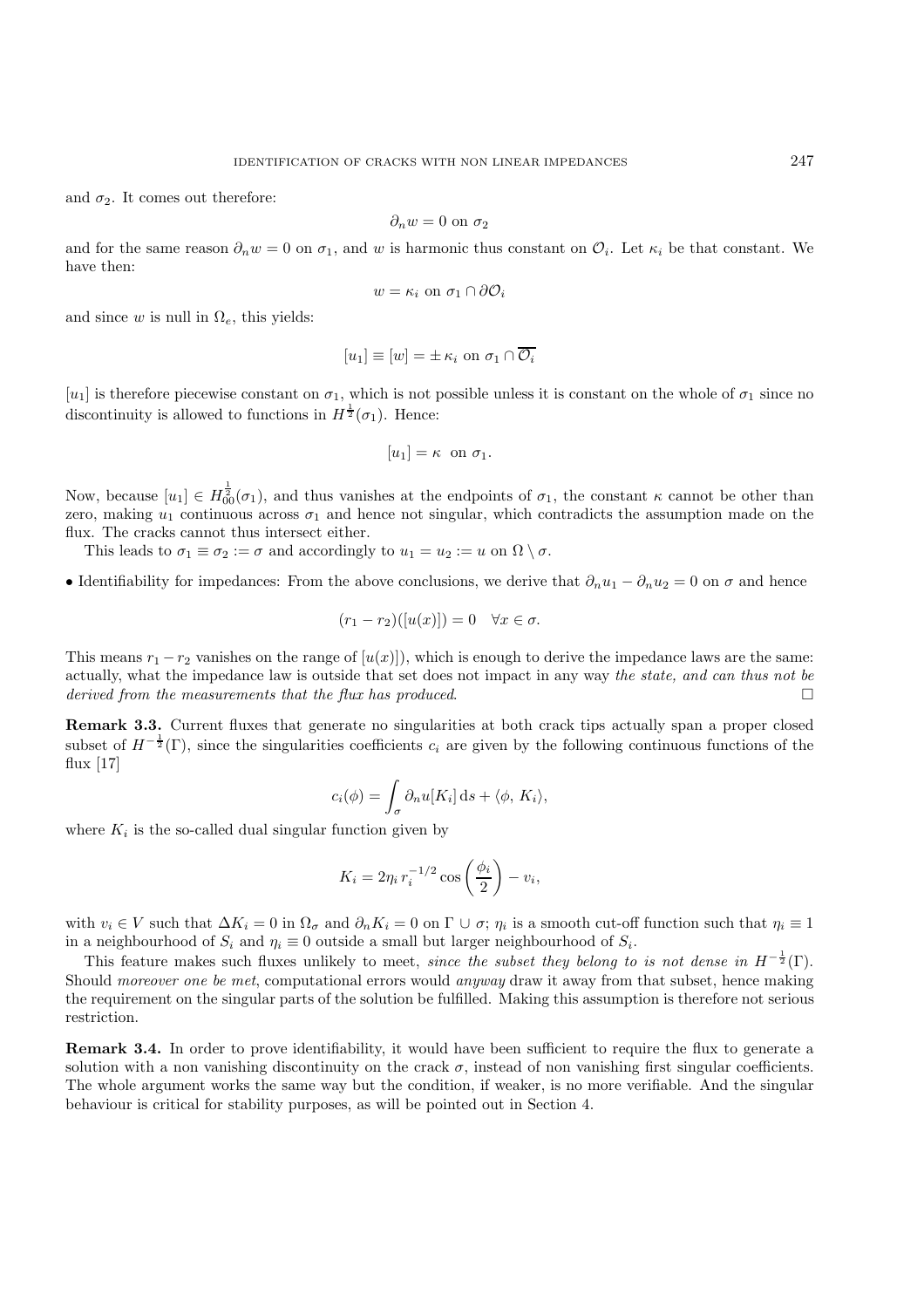and $\sigma_2$. It comes out therefore:

$$\partial_n w = 0 \text{ on } \sigma_2$$

and for the same reason $\partial_n w = 0$ on $\sigma_1$, and $w$ is harmonic thus constant on $\mathcal{O}_i$. Let $\kappa_i$ be that constant. We have then:

$$w = \kappa_i \text{ on } \sigma_1 \cap \partial\mathcal{O}_i$$

and since $w$ is null in $\Omega_e$, this yields:

$$[u_1] \equiv [w] = \pm\, \kappa_i \text{ on } \sigma_1 \cap \overline{\mathcal{O}_i}$$

$[u_1]$ is therefore piecewise constant on $\sigma_1$, which is not possible unless it is constant on the whole of $\sigma_1$ since no discontinuity is allowed to functions in $H^{\frac{1}{2}}(\sigma_1)$. Hence:

$$[u_1] = \kappa \;\text{ on } \sigma_1.$$

Now, because $[u_1] \in H_{00}^{\frac{1}{2}}(\sigma_1)$, and thus vanishes at the endpoints of $\sigma_1$, the constant $\kappa$ cannot be other than zero, making $u_1$ continuous across $\sigma_1$ and hence not singular, which contradicts the assumption made on the flux. The cracks cannot thus intersect either.

This leads to $\sigma_1 \equiv \sigma_2 := \sigma$ and accordingly to $u_1 = u_2 := u$ on $\Omega \setminus \sigma$.

• Identifiability for impedances: From the above conclusions, we derive that $\partial_n u_1 - \partial_n u_2 = 0$ on $\sigma$ and hence

$$(r_1 - r_2)([u(x)]) = 0 \quad \forall x \in \sigma.$$

This means $r_1 - r_2$ vanishes on the range of $[u(x)]$), which is enough to derive the impedance laws are the same: actually, what the impedance law is outside that set does not impact in any way *the state, and can thus not be derived from the measurements that the flux has produced*. □

**Remark 3.3.** Current fluxes that generate no singularities at both crack tips actually span a proper closed subset of $H^{-\frac{1}{2}}(\Gamma)$, since the singularities coefficients $c_i$ are given by the following continuous functions of the flux [17]

$$c_i(\phi) = \int_\sigma \partial_n u [K_i]\, \mathrm{d}s + \langle \phi,\, K_i \rangle,$$

where $K_i$ is the so-called dual singular function given by

$$K_i = 2\eta_i\, r_i^{-1/2} \cos\left(\frac{\phi_i}{2}\right) - v_i,$$

with $v_i \in V$ such that $\Delta K_i = 0$ in $\Omega_\sigma$ and $\partial_n K_i = 0$ on $\Gamma \cup \sigma$; $\eta_i$ is a smooth cut-off function such that $\eta_i \equiv 1$ in a neighbourhood of $S_i$ and $\eta_i \equiv 0$ outside a small but larger neighbourhood of $S_i$.

This feature makes such fluxes unlikely to meet, *since the subset they belong to is not dense in* $H^{-\frac{1}{2}}(\Gamma)$. Should *moreover one be met*, computational errors would *anyway* draw it away from that subset, hence making the requirement on the singular parts of the solution be fulfilled. Making this assumption is therefore not serious restriction.

**Remark 3.4.** In order to prove identifiability, it would have been sufficient to require the flux to generate a solution with a non vanishing discontinuity on the crack $\sigma$, instead of non vanishing first singular coefficients. The whole argument works the same way but the condition, if weaker, is no more verifiable. And the singular behaviour is critical for stability purposes, as will be pointed out in Section 4.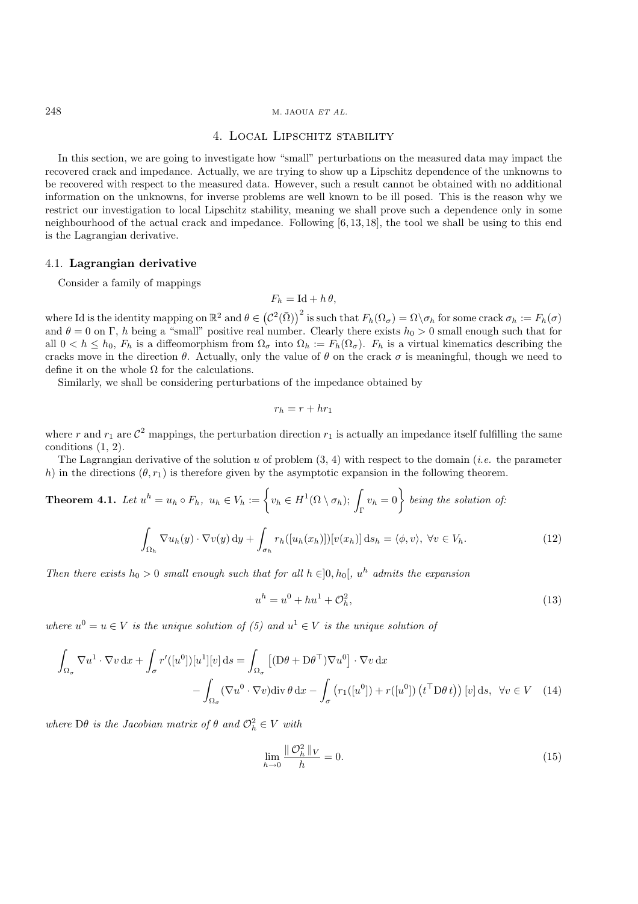## 4. Local Lipschitz stability

In this section, we are going to investigate how "small" perturbations on the measured data may impact the recovered crack and impedance. Actually, we are trying to show up a Lipschitz dependence of the unknowns to be recovered with respect to the measured data. However, such a result cannot be obtained with no additional information on the unknowns, for inverse problems are well known to be ill posed. This is the reason why we restrict our investigation to local Lipschitz stability, meaning we shall prove such a dependence only in some neighbourhood of the actual crack and impedance. Following [6, 13, 18], the tool we shall be using to this end is the Lagrangian derivative.

### 4.1. Lagrangian derivative

Consider a family of mappings

$$F_h = \mathrm{Id} + h\,\theta,$$

where Id is the identity mapping on $\mathbb{R}^2$ and $\theta \in \left(\mathcal{C}^2(\bar{\Omega})\right)^2$ is such that $F_h(\Omega_\sigma) = \Omega \backslash \sigma_h$ for some crack $\sigma_h := F_h(\sigma)$ and $\theta = 0$ on $\Gamma$, $h$ being a "small" positive real number. Clearly there exists $h_0 > 0$ small enough such that for all $0 < h \le h_0$, $F_h$ is a diffeomorphism from $\Omega_\sigma$ into $\Omega_h := F_h(\Omega_\sigma)$. $F_h$ is a virtual kinematics describing the cracks move in the direction $\theta$. Actually, only the value of $\theta$ on the crack $\sigma$ is meaningful, though we need to define it on the whole $\Omega$ for the calculations.

Similarly, we shall be considering perturbations of the impedance obtained by

$$r_h = r + hr_1$$

where $r$ and $r_1$ are $\mathcal{C}^2$ mappings, the perturbation direction $r_1$ is actually an impedance itself fulfilling the same conditions (1, 2).

The Lagrangian derivative of the solution $u$ of problem (3, 4) with respect to the domain (*i.e.* the parameter $h$) in the directions $(\theta, r_1)$ is therefore given by the asymptotic expansion in the following theorem.

**Theorem 4.1.** *Let* $u^h = u_h \circ F_h$, $u_h \in V_h := \left\{ v_h \in H^1(\Omega \setminus \sigma_h);\ \int_\Gamma v_h = 0 \right\}$ *being the solution of:*

$$\int_{\Omega_h} \nabla u_h(y) \cdot \nabla v(y)\,\mathrm{d}y + \int_{\sigma_h} r_h([u_h(x_h)])[v(x_h)]\,\mathrm{d}s_h = \langle \phi, v \rangle,\ \forall v \in V_h. \tag{12}$$

*Then there exists $h_0 > 0$ small enough such that for all $h \in ]0, h_0[$, $u^h$ admits the expansion*

$$u^h = u^0 + hu^1 + \mathcal{O}_h^2, \tag{13}$$

*where $u^0 = u \in V$ is the unique solution of (5) and $u^1 \in V$ is the unique solution of*

$$\begin{aligned}\int_{\Omega_\sigma} \nabla u^1 \cdot \nabla v\,\mathrm{d}x + \int_\sigma r'([u^0])[u^1][v]\,\mathrm{d}s = \int_{\Omega_\sigma} \left[(\mathrm{D}\theta + \mathrm{D}\theta^\top)\nabla u^0\right] \cdot \nabla v\,\mathrm{d}x \\ - \int_{\Omega_\sigma} (\nabla u^0 \cdot \nabla v)\mathrm{div}\,\theta\,\mathrm{d}x - \int_\sigma \left(r_1([u^0]) + r([u^0])\left(t^\top \mathrm{D}\theta\, t\right)\right)[v]\,\mathrm{d}s,\ \ \forall v \in V\end{aligned} \tag{14}$$

*where $\mathrm{D}\theta$ is the Jacobian matrix of $\theta$ and $\mathcal{O}_h^2 \in V$ with*

$$\lim_{h \to 0} \frac{\|\,\mathcal{O}_h^2\,\|_V}{h} = 0. \tag{15}$$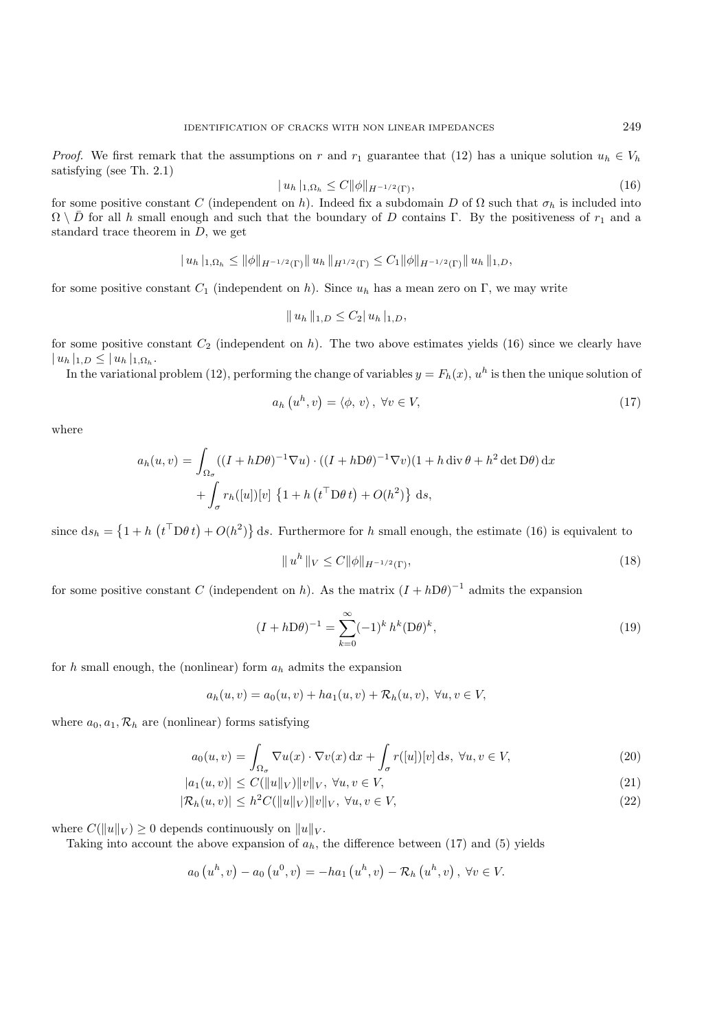*Proof.* We first remark that the assumptions on $r$ and $r_1$ guarantee that (12) has a unique solution $u_h \in V_h$ satisfying (see Th. 2.1)

$$| u_h |_{1,\Omega_h} \leq C\|\phi\|_{H^{-1/2}(\Gamma)}, \tag{16}$$

for some positive constant $C$ (independent on $h$). Indeed fix a subdomain $D$ of $\Omega$ such that $\sigma_h$ is included into $\Omega \setminus \bar{D}$ for all $h$ small enough and such that the boundary of $D$ contains $\Gamma$. By the positiveness of $r_1$ and a standard trace theorem in $D$, we get

$$| u_h |_{1,\Omega_h} \leq \|\phi\|_{H^{-1/2}(\Gamma)} \| u_h \|_{H^{1/2}(\Gamma)} \leq C_1 \|\phi\|_{H^{-1/2}(\Gamma)} \| u_h \|_{1,D},$$

for some positive constant $C_1$ (independent on $h$). Since $u_h$ has a mean zero on $\Gamma$, we may write

$$\| u_h \|_{1,D} \leq C_2 | u_h |_{1,D},$$

for some positive constant $C_2$ (independent on $h$). The two above estimates yields (16) since we clearly have $| u_h |_{1,D} \leq | u_h |_{1,\Omega_h}$.

In the variational problem (12), performing the change of variables $y = F_h(x)$, $u^h$ is then the unique solution of

$$a_h\left(u^h, v\right) = \langle \phi, v\rangle, \ \forall v \in V, \tag{17}$$

where

$$\begin{aligned}
a_h(u,v) = &\int_{\Omega_\sigma} ((I + hD\theta)^{-1}\nabla u) \cdot ((I + h\mathrm{D}\theta)^{-1}\nabla v)(1 + h \operatorname{div}\theta + h^2 \det \mathrm{D}\theta)\,\mathrm{d}x \\
&+ \int_\sigma r_h([u])[v] \left\{1 + h\left(t^\top \mathrm{D}\theta\, t\right) + O(h^2)\right\} \mathrm{d}s,
\end{aligned}$$

since $\mathrm{d}s_h = \left\{1 + h\left(t^\top \mathrm{D}\theta\, t\right) + O(h^2)\right\} \mathrm{d}s$. Furthermore for $h$ small enough, the estimate (16) is equivalent to

$$\| u^h \|_V \leq C\|\phi\|_{H^{-1/2}(\Gamma)}, \tag{18}$$

for some positive constant $C$ (independent on $h$). As the matrix $(I + h\mathrm{D}\theta)^{-1}$ admits the expansion

$$(I + h\mathrm{D}\theta)^{-1} = \sum_{k=0}^{\infty} (-1)^k\, h^k (\mathrm{D}\theta)^k, \tag{19}$$

for $h$ small enough, the (nonlinear) form $a_h$ admits the expansion

$$a_h(u, v) = a_0(u, v) + ha_1(u, v) + \mathcal{R}_h(u, v), \ \forall u, v \in V,$$

where $a_0, a_1, \mathcal{R}_h$ are (nonlinear) forms satisfying

$$a_0(u, v) = \int_{\Omega_\sigma} \nabla u(x) \cdot \nabla v(x)\,\mathrm{d}x + \int_\sigma r([u])[v]\,\mathrm{d}s, \ \forall u, v \in V, \tag{20}$$

$$|a_1(u, v)| \leq C(\|u\|_V)\|v\|_V, \ \forall u, v \in V, \tag{21}$$

$$|\mathcal{R}_h(u, v)| \leq h^2 C(\|u\|_V)\|v\|_V, \ \forall u, v \in V, \tag{22}$$

where $C(\|u\|_V) \geq 0$ depends continuously on $\|u\|_V$.

Taking into account the above expansion of $a_h$, the difference between (17) and (5) yields

$$a_0\left(u^h, v\right) - a_0\left(u^0, v\right) = -ha_1\left(u^h, v\right) - \mathcal{R}_h\left(u^h, v\right), \ \forall v \in V.$$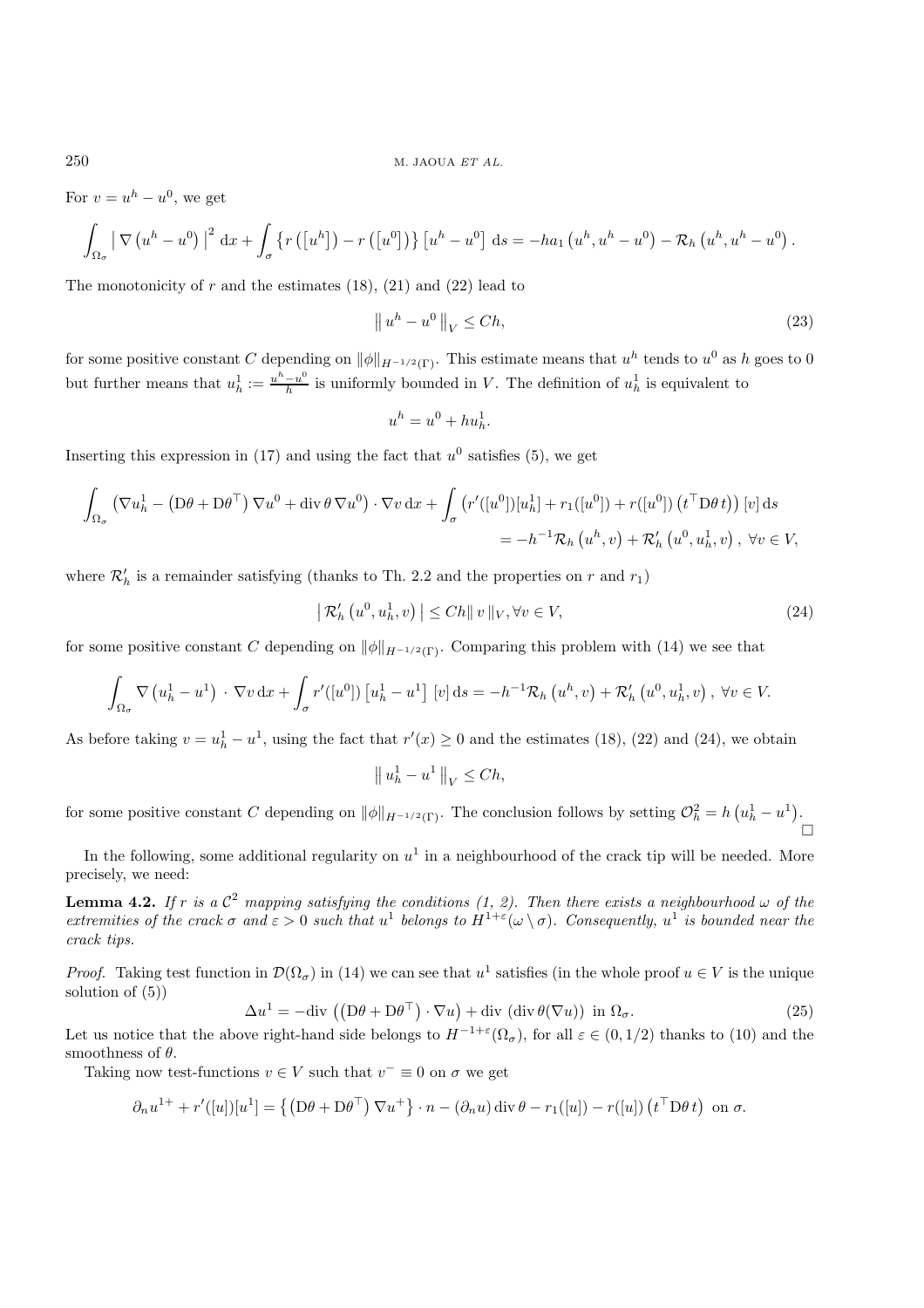For $v = u^h - u^0$, we get

$$\int_{\Omega_\sigma} \left| \nabla \left(u^h - u^0\right) \right|^2 \,\mathrm{d}x + \int_\sigma \left\{ r\left(\left[u^h\right]\right) - r\left(\left[u^0\right]\right) \right\} \left[u^h - u^0\right] \,\mathrm{d}s = -h a_1\left(u^h, u^h - u^0\right) - \mathcal{R}_h\left(u^h, u^h - u^0\right).$$

The monotonicity of $r$ and the estimates (18), (21) and (22) lead to

$$\left\| u^h - u^0 \right\|_V \le Ch, \tag{23}$$

for some positive constant $C$ depending on $\|\phi\|_{H^{-1/2}(\Gamma)}$. This estimate means that $u^h$ tends to $u^0$ as $h$ goes to 0 but further means that $u_h^1 := \frac{u^h - u^0}{h}$ is uniformly bounded in $V$. The definition of $u_h^1$ is equivalent to

$$u^h = u^0 + h u_h^1.$$

Inserting this expression in (17) and using the fact that $u^0$ satisfies (5), we get

$$\int_{\Omega_\sigma} \left(\nabla u_h^1 - \left(\mathrm{D}\theta + \mathrm{D}\theta^\top\right) \nabla u^0 + \operatorname{div}\theta\, \nabla u^0\right) \cdot \nabla v \,\mathrm{d}x + \int_\sigma \left(r'([u^0])[u_h^1] + r_1([u^0]) + r([u^0])\left(t^\top \mathrm{D}\theta\, t\right)\right)[v] \,\mathrm{d}s$$
$$= -h^{-1}\mathcal{R}_h\left(u^h, v\right) + \mathcal{R}'_h\left(u^0, u_h^1, v\right), \ \forall v \in V,$$

where $\mathcal{R}'_h$ is a remainder satisfying (thanks to Th. 2.2 and the properties on $r$ and $r_1$)

$$\left| \mathcal{R}'_h\left(u^0, u_h^1, v\right) \right| \le Ch \| v \|_V, \forall v \in V, \tag{24}$$

for some positive constant $C$ depending on $\|\phi\|_{H^{-1/2}(\Gamma)}$. Comparing this problem with (14) we see that

$$\int_{\Omega_\sigma} \nabla \left(u_h^1 - u^1\right) \cdot \nabla v \,\mathrm{d}x + \int_\sigma r'([u^0]) \left[u_h^1 - u^1\right] [v] \,\mathrm{d}s = -h^{-1}\mathcal{R}_h\left(u^h, v\right) + \mathcal{R}'_h\left(u^0, u_h^1, v\right), \ \forall v \in V.$$

As before taking $v = u_h^1 - u^1$, using the fact that $r'(x) \ge 0$ and the estimates (18), (22) and (24), we obtain

$$\left\| u_h^1 - u^1 \right\|_V \le Ch,$$

for some positive constant $C$ depending on $\|\phi\|_{H^{-1/2}(\Gamma)}$. The conclusion follows by setting $\mathcal{O}_h^2 = h\left(u_h^1 - u^1\right)$. $\square$

In the following, some additional regularity on $u^1$ in a neighbourhood of the crack tip will be needed. More precisely, we need:

**Lemma 4.2.** *If $r$ is a $\mathcal{C}^2$ mapping satisfying the conditions (1, 2). Then there exists a neighbourhood $\omega$ of the extremities of the crack $\sigma$ and $\varepsilon > 0$ such that $u^1$ belongs to $H^{1+\varepsilon}(\omega \setminus \sigma)$. Consequently, $u^1$ is bounded near the crack tips.*

*Proof.* Taking test function in $\mathcal{D}(\Omega_\sigma)$ in (14) we can see that $u^1$ satisfies (in the whole proof $u \in V$ is the unique solution of (5))

$$\Delta u^1 = -\operatorname{div}\left(\left(\mathrm{D}\theta + \mathrm{D}\theta^\top\right) \cdot \nabla u\right) + \operatorname{div}\left(\operatorname{div}\theta (\nabla u)\right) \text{ in } \Omega_\sigma. \tag{25}$$

Let us notice that the above right-hand side belongs to $H^{-1+\varepsilon}(\Omega_\sigma)$, for all $\varepsilon \in (0, 1/2)$ thanks to (10) and the smoothness of $\theta$.

Taking now test-functions $v \in V$ such that $v^- \equiv 0$ on $\sigma$ we get

$$\partial_n u^{1+} + r'([u])[u^1] = \left\{\left(\mathrm{D}\theta + \mathrm{D}\theta^\top\right) \nabla u^+\right\} \cdot n - (\partial_n u) \operatorname{div}\theta - r_1([u]) - r([u])\left(t^\top \mathrm{D}\theta\, t\right) \text{ on } \sigma.$$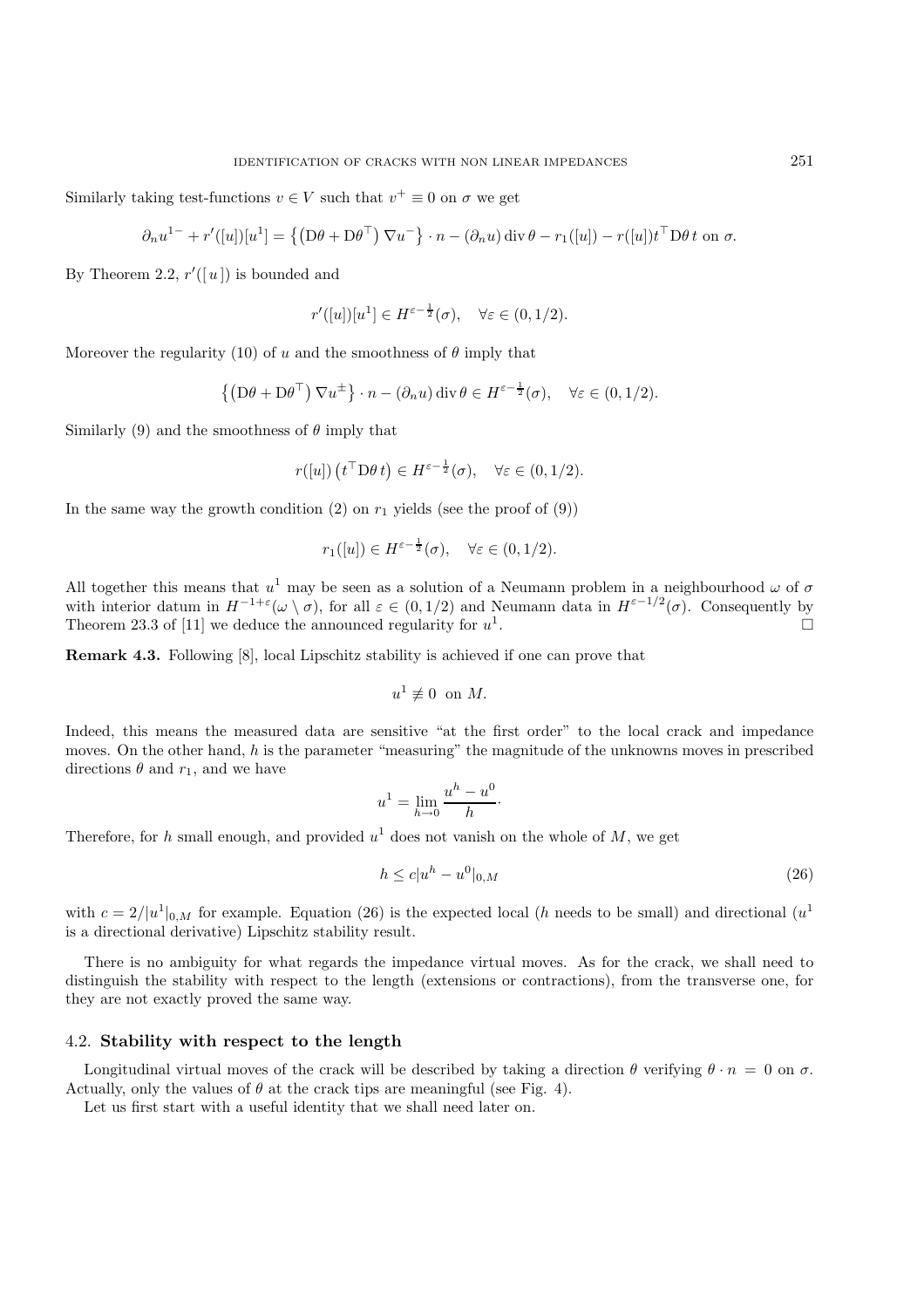Similarly taking test-functions $v \in V$ such that $v^+ \equiv 0$ on $\sigma$ we get

$$\partial_n u^{1-} + r'([u])[u^1] = \left\{ \left( \mathrm{D}\theta + \mathrm{D}\theta^\top \right) \nabla u^- \right\} \cdot n - (\partial_n u) \operatorname{div} \theta - r_1([u]) - r([u]) t^\top \mathrm{D}\theta\, t \text{ on } \sigma.$$

By Theorem 2.2, $r'([\,u\,])$ is bounded and

$$r'([u])[u^1] \in H^{\varepsilon - \frac{1}{2}}(\sigma), \quad \forall \varepsilon \in (0, 1/2).$$

Moreover the regularity (10) of $u$ and the smoothness of $\theta$ imply that

$$\left\{ \left( \mathrm{D}\theta + \mathrm{D}\theta^\top \right) \nabla u^\pm \right\} \cdot n - (\partial_n u) \operatorname{div} \theta \in H^{\varepsilon - \frac{1}{2}}(\sigma), \quad \forall \varepsilon \in (0, 1/2).$$

Similarly (9) and the smoothness of $\theta$ imply that

$$r([u]) \left( t^\top \mathrm{D}\theta\, t \right) \in H^{\varepsilon - \frac{1}{2}}(\sigma), \quad \forall \varepsilon \in (0, 1/2).$$

In the same way the growth condition (2) on $r_1$ yields (see the proof of (9))

$$r_1([u]) \in H^{\varepsilon - \frac{1}{2}}(\sigma), \quad \forall \varepsilon \in (0, 1/2).$$

All together this means that $u^1$ may be seen as a solution of a Neumann problem in a neighbourhood $\omega$ of $\sigma$ with interior datum in $H^{-1+\varepsilon}(\omega \setminus \sigma)$, for all $\varepsilon \in (0, 1/2)$ and Neumann data in $H^{\varepsilon - 1/2}(\sigma)$. Consequently by Theorem 23.3 of [11] we deduce the announced regularity for $u^1$. $\square$

**Remark 4.3.** Following [8], local Lipschitz stability is achieved if one can prove that

$$u^1 \not\equiv 0 \text{ on } M.$$

Indeed, this means the measured data are sensitive "at the first order" to the local crack and impedance moves. On the other hand, $h$ is the parameter "measuring" the magnitude of the unknowns moves in prescribed directions $\theta$ and $r_1$, and we have

$$u^1 = \lim_{h \to 0} \frac{u^h - u^0}{h}.$$

Therefore, for $h$ small enough, and provided $u^1$ does not vanish on the whole of $M$, we get

$$h \leq c |u^h - u^0|_{0,M} \tag{26}$$

with $c = 2/|u^1|_{0,M}$ for example. Equation (26) is the expected local ($h$ needs to be small) and directional ($u^1$ is a directional derivative) Lipschitz stability result.

There is no ambiguity for what regards the impedance virtual moves. As for the crack, we shall need to distinguish the stability with respect to the length (extensions or contractions), from the transverse one, for they are not exactly proved the same way.

### 4.2. Stability with respect to the length

Longitudinal virtual moves of the crack will be described by taking a direction $\theta$ verifying $\theta \cdot n = 0$ on $\sigma$. Actually, only the values of $\theta$ at the crack tips are meaningful (see Fig. 4).

Let us first start with a useful identity that we shall need later on.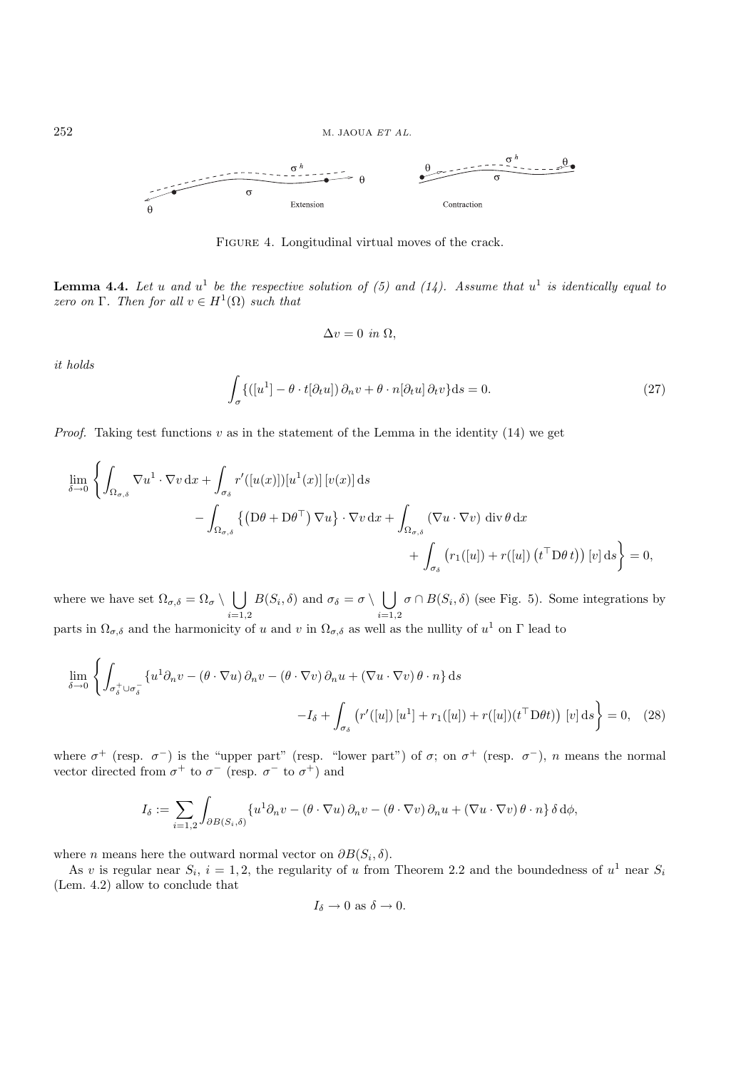Figure 4. Longitudinal virtual moves of the crack.

**Lemma 4.4.** *Let $u$ and $u^1$ be the respective solution of (5) and (14). Assume that $u^1$ is identically equal to zero on $\Gamma$. Then for all $v \in H^1(\Omega)$ such that*

$$\Delta v = 0 \text{ in } \Omega,$$

*it holds*

$$\int_\sigma \{([u^1] - \theta \cdot t[\partial_t u])\, \partial_n v + \theta \cdot n[\partial_t u]\, \partial_t v\} \mathrm{d}s = 0. \tag{27}$$

*Proof.* Taking test functions $v$ as in the statement of the Lemma in the identity (14) we get

$$\lim_{\delta \to 0} \Bigg\{ \int_{\Omega_{\sigma,\delta}} \nabla u^1 \cdot \nabla v \, \mathrm{d}x + \int_{\sigma_\delta} r'([u(x)])[u^1(x)]\,[v(x)]\, \mathrm{d}s - \int_{\Omega_{\sigma,\delta}} \left\{ \left(\mathrm{D}\theta + \mathrm{D}\theta^\top\right) \nabla u \right\} \cdot \nabla v \, \mathrm{d}x + \int_{\Omega_{\sigma,\delta}} (\nabla u \cdot \nabla v)\, \operatorname{div} \theta \, \mathrm{d}x + \int_{\sigma_\delta} \left( r_1([u]) + r([u]) \left( t^\top \mathrm{D}\theta\, t \right) \right) [v] \, \mathrm{d}s \Bigg\} = 0,$$

where we have set $\Omega_{\sigma,\delta} = \Omega_\sigma \setminus \bigcup_{i=1,2} B(S_i, \delta)$ and $\sigma_\delta = \sigma \setminus \bigcup_{i=1,2} \sigma \cap B(S_i, \delta)$ (see Fig. 5). Some integrations by parts in $\Omega_{\sigma,\delta}$ and the harmonicity of $u$ and $v$ in $\Omega_{\sigma,\delta}$ as well as the nullity of $u^1$ on $\Gamma$ lead to

$$\lim_{\delta \to 0} \Bigg\{ \int_{\sigma_\delta^+ \cup \sigma_\delta^-} \{u^1 \partial_n v - (\theta \cdot \nabla u)\, \partial_n v - (\theta \cdot \nabla v)\, \partial_n u + (\nabla u \cdot \nabla v)\, \theta \cdot n\} \, \mathrm{d}s - I_\delta + \int_{\sigma_\delta} \left( r'([u])\, [u^1] + r_1([u]) + r([u])(t^\top \mathrm{D}\theta t) \right) [v] \, \mathrm{d}s \Bigg\} = 0, \tag{28}$$

where $\sigma^+$ (resp. $\sigma^-$) is the "upper part" (resp. "lower part") of $\sigma$; on $\sigma^+$ (resp. $\sigma^-$), $n$ means the normal vector directed from $\sigma^+$ to $\sigma^-$ (resp. $\sigma^-$ to $\sigma^+$) and

$$I_\delta := \sum_{i=1,2} \int_{\partial B(S_i,\delta)} \{u^1 \partial_n v - (\theta \cdot \nabla u)\, \partial_n v - (\theta \cdot \nabla v)\, \partial_n u + (\nabla u \cdot \nabla v)\, \theta \cdot n\}\, \delta \, \mathrm{d}\phi,$$

where $n$ means here the outward normal vector on $\partial B(S_i, \delta)$.

As $v$ is regular near $S_i$, $i = 1, 2$, the regularity of $u$ from Theorem 2.2 and the boundedness of $u^1$ near $S_i$ (Lem. 4.2) allow to conclude that

$$I_\delta \to 0 \text{ as } \delta \to 0.$$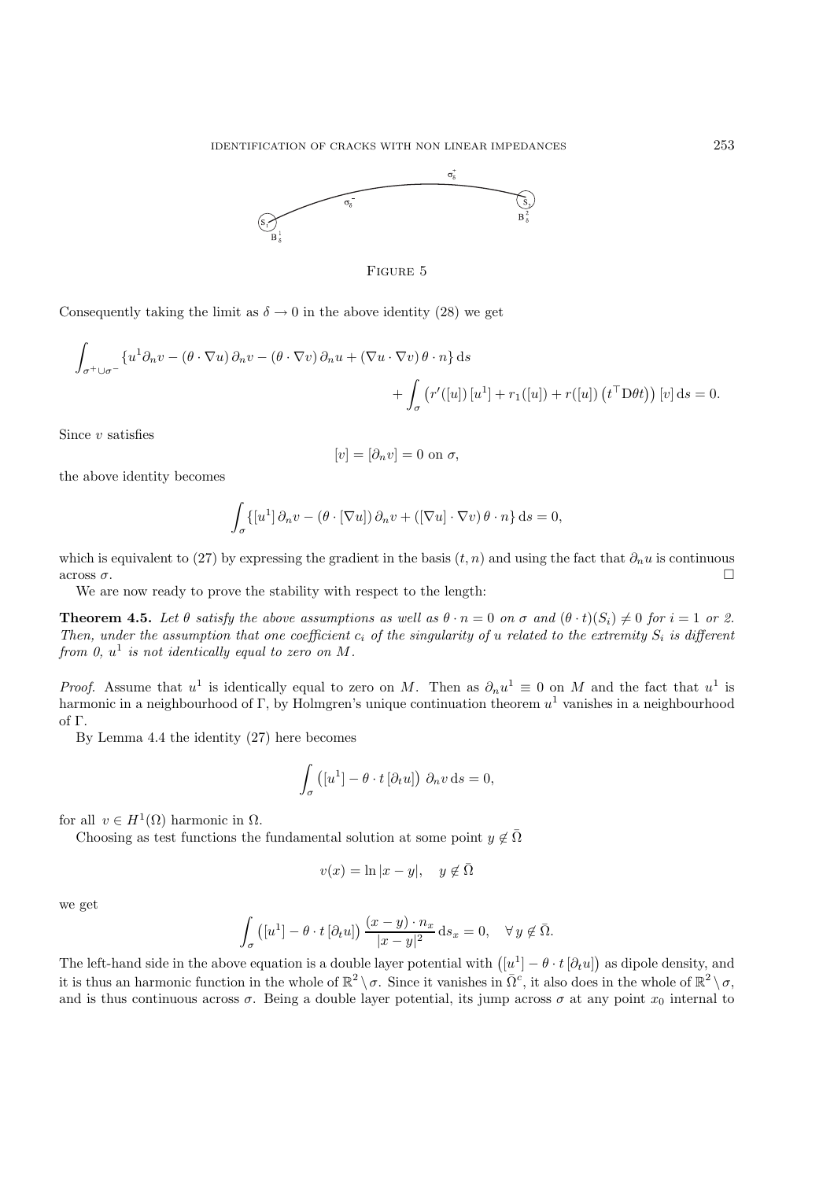FIGURE 5

Consequently taking the limit as $\delta \to 0$ in the above identity (28) we get

$$\int_{\sigma^+ \cup \sigma^-} \{u^1 \partial_n v - (\theta \cdot \nabla u)\,\partial_n v - (\theta \cdot \nabla v)\,\partial_n u + (\nabla u \cdot \nabla v)\,\theta \cdot n\}\,\mathrm{d}s + \int_\sigma \left(r'([u])\,[u^1] + r_1([u]) + r([u])\left(t^\top \mathrm{D}\theta t\right)\right)[v]\,\mathrm{d}s = 0.$$

Since $v$ satisfies

$$[v] = [\partial_n v] = 0 \text{ on } \sigma,$$

the above identity becomes

$$\int_\sigma \{[u^1]\,\partial_n v - (\theta \cdot [\nabla u])\,\partial_n v + ([\nabla u] \cdot \nabla v)\,\theta \cdot n\}\,\mathrm{d}s = 0,$$

which is equivalent to (27) by expressing the gradient in the basis $(t, n)$ and using the fact that $\partial_n u$ is continuous across $\sigma$. $\square$

We are now ready to prove the stability with respect to the length:

**Theorem 4.5.** *Let $\theta$ satisfy the above assumptions as well as $\theta \cdot n = 0$ on $\sigma$ and $(\theta \cdot t)(S_i) \neq 0$ for $i = 1$ or $2$. Then, under the assumption that one coefficient $c_i$ of the singularity of $u$ related to the extremity $S_i$ is different from 0, $u^1$ is not identically equal to zero on $M$.*

*Proof.* Assume that $u^1$ is identically equal to zero on $M$. Then as $\partial_n u^1 \equiv 0$ on $M$ and the fact that $u^1$ is harmonic in a neighbourhood of $\Gamma$, by Holmgren's unique continuation theorem $u^1$ vanishes in a neighbourhood of $\Gamma$.

By Lemma 4.4 the identity (27) here becomes

$$\int_\sigma \left([u^1] - \theta \cdot t\,[\partial_t u]\right)\,\partial_n v\,\mathrm{d}s = 0,$$

for all $v \in H^1(\Omega)$ harmonic in $\Omega$.

Choosing as test functions the fundamental solution at some point $y \notin \bar{\Omega}$

$$v(x) = \ln|x - y|, \quad y \notin \bar{\Omega}$$

we get

$$\int_\sigma \left([u^1] - \theta \cdot t\,[\partial_t u]\right) \frac{(x - y) \cdot n_x}{|x - y|^2}\,\mathrm{d}s_x = 0, \quad \forall\, y \notin \bar{\Omega}.$$

The left-hand side in the above equation is a double layer potential with $\left([u^1] - \theta \cdot t\,[\partial_t u]\right)$ as dipole density, and it is thus an harmonic function in the whole of $\mathbb{R}^2 \setminus \sigma$. Since it vanishes in $\bar{\Omega}^c$, it also does in the whole of $\mathbb{R}^2 \setminus \sigma$, and is thus continuous across $\sigma$. Being a double layer potential, its jump across $\sigma$ at any point $x_0$ internal to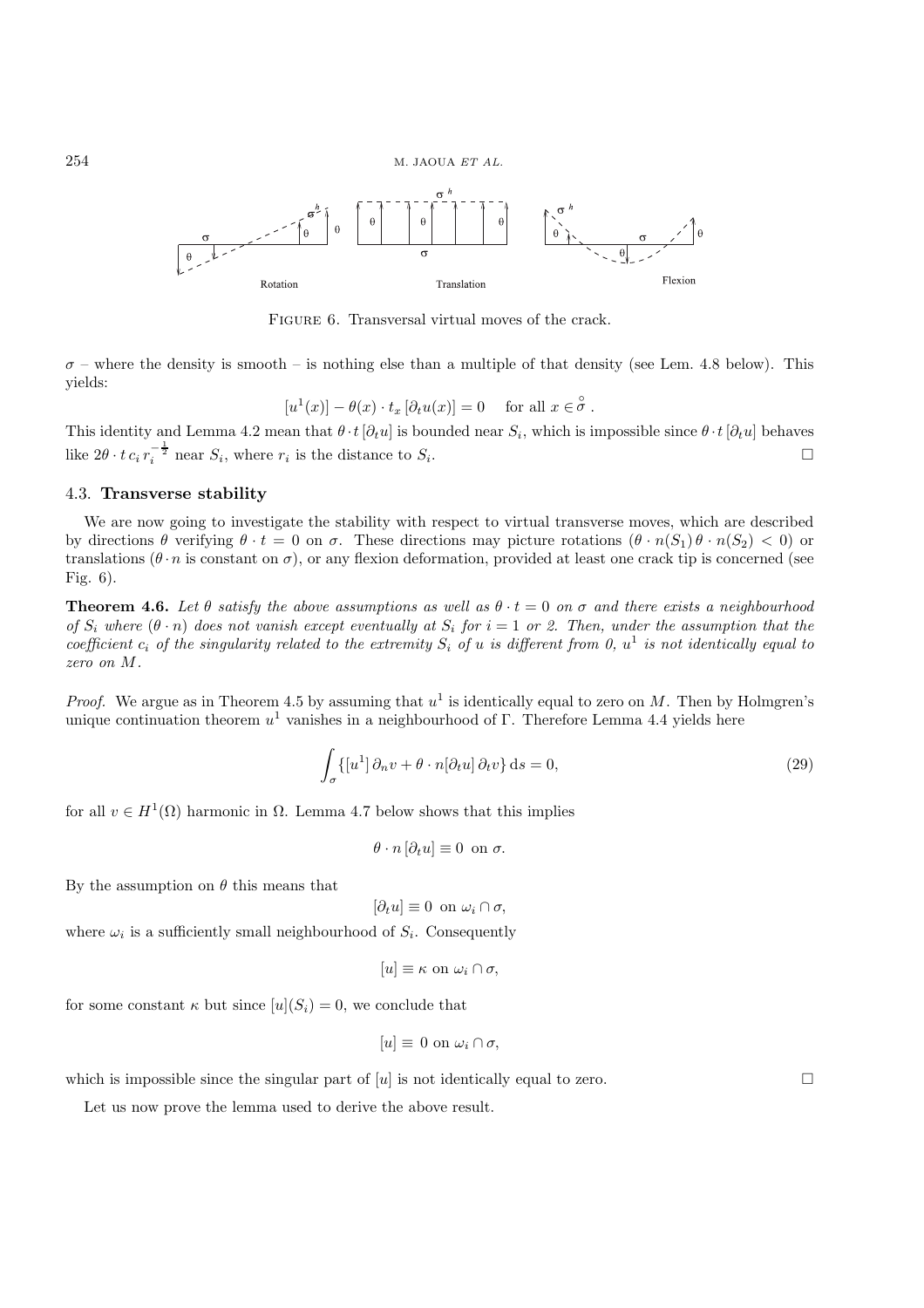FIGURE 6. Transversal virtual moves of the crack.

$\sigma$ – where the density is smooth – is nothing else than a multiple of that density (see Lem. 4.8 below). This yields:

$$[u^1(x)] - \theta(x) \cdot t_x \, [\partial_t u(x)] = 0 \quad \text{ for all } x \in \overset{\circ}{\sigma} .$$

This identity and Lemma 4.2 mean that $\theta \cdot t \, [\partial_t u]$ is bounded near $S_i$, which is impossible since $\theta \cdot t \, [\partial_t u]$ behaves like $2\theta \cdot t \, c_i \, r_i^{-\frac{1}{2}}$ near $S_i$, where $r_i$ is the distance to $S_i$. $\square$

### 4.3. **Transverse stability**

We are now going to investigate the stability with respect to virtual transverse moves, which are described by directions $\theta$ verifying $\theta \cdot t = 0$ on $\sigma$. These directions may picture rotations ($\theta \cdot n(S_1) \, \theta \cdot n(S_2) < 0$) or translations ($\theta \cdot n$ is constant on $\sigma$), or any flexion deformation, provided at least one crack tip is concerned (see Fig. 6).

**Theorem 4.6.** *Let $\theta$ satisfy the above assumptions as well as $\theta \cdot t = 0$ on $\sigma$ and there exists a neighbourhood of $S_i$ where $(\theta \cdot n)$ does not vanish except eventually at $S_i$ for $i = 1$ or $2$. Then, under the assumption that the coefficient $c_i$ of the singularity related to the extremity $S_i$ of $u$ is different from 0, $u^1$ is not identically equal to zero on $M$.*

*Proof.* We argue as in Theorem 4.5 by assuming that $u^1$ is identically equal to zero on $M$. Then by Holmgren's unique continuation theorem $u^1$ vanishes in a neighbourhood of $\Gamma$. Therefore Lemma 4.4 yields here

$$\int_\sigma \{[u^1] \, \partial_n v + \theta \cdot n[\partial_t u] \, \partial_t v\} \, \mathrm{d}s = 0, \tag{29}$$

for all $v \in H^1(\Omega)$ harmonic in $\Omega$. Lemma 4.7 below shows that this implies

$$\theta \cdot n \, [\partial_t u] \equiv 0 \; \text{ on } \sigma.$$

By the assumption on $\theta$ this means that

$$[\partial_t u] \equiv 0 \; \text{ on } \omega_i \cap \sigma,$$

where $\omega_i$ is a sufficiently small neighbourhood of $S_i$. Consequently

$$[u] \equiv \kappa \text{ on } \omega_i \cap \sigma,$$

for some constant $\kappa$ but since $[u](S_i) = 0$, we conclude that

$$[u] \equiv \; 0 \text{ on } \omega_i \cap \sigma,$$

which is impossible since the singular part of $[u]$ is not identically equal to zero. $\square$

Let us now prove the lemma used to derive the above result.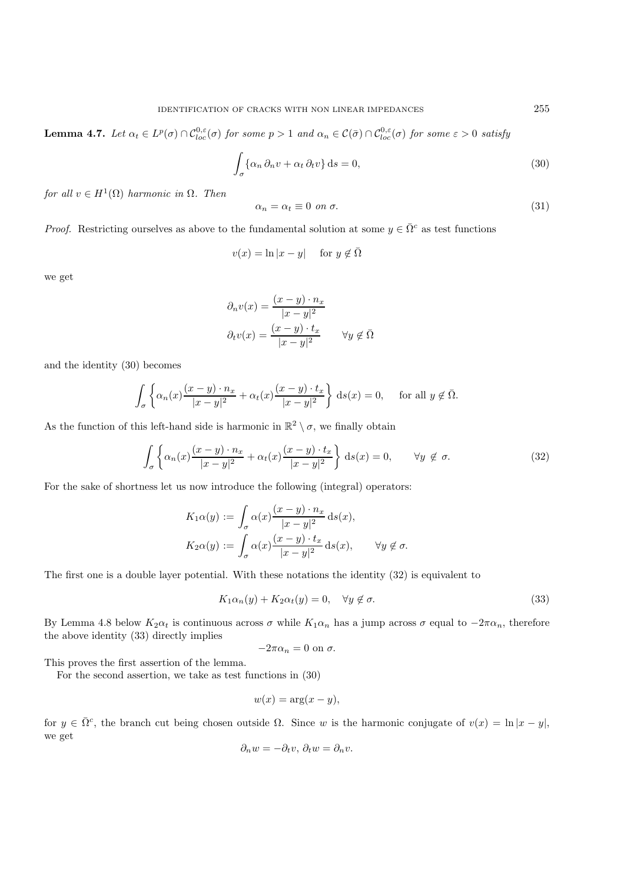**Lemma 4.7.** *Let $\alpha_t \in L^p(\sigma) \cap \mathcal{C}^{0,\varepsilon}_{loc}(\sigma)$ for some $p > 1$ and $\alpha_n \in \mathcal{C}(\bar{\sigma}) \cap \mathcal{C}^{0,\varepsilon}_{loc}(\sigma)$ for some $\varepsilon > 0$ satisfy*

$$\int_\sigma \{\alpha_n\, \partial_n v + \alpha_t\, \partial_t v\}\, \mathrm{d}s = 0, \tag{30}$$

*for all $v \in H^1(\Omega)$ harmonic in $\Omega$. Then*

$$\alpha_n = \alpha_t \equiv 0 \text{ on } \sigma. \tag{31}$$

*Proof.* Restricting ourselves as above to the fundamental solution at some $y \in \bar{\Omega}^c$ as test functions

$$v(x) = \ln|x-y| \quad \text{ for } y \notin \bar{\Omega}$$

we get

$$\partial_n v(x) = \frac{(x-y)\cdot n_x}{|x-y|^2}$$

$$\partial_t v(x) = \frac{(x-y)\cdot t_x}{|x-y|^2} \qquad \forall y \notin \bar{\Omega}$$

and the identity (30) becomes

$$\int_\sigma \left\{ \alpha_n(x) \frac{(x-y)\cdot n_x}{|x-y|^2} + \alpha_t(x) \frac{(x-y)\cdot t_x}{|x-y|^2} \right\} \mathrm{d}s(x) = 0, \quad \text{ for all } y \notin \bar{\Omega}.$$

As the function of this left-hand side is harmonic in $\mathbb{R}^2 \setminus \sigma$, we finally obtain

$$\int_\sigma \left\{ \alpha_n(x) \frac{(x-y)\cdot n_x}{|x-y|^2} + \alpha_t(x) \frac{(x-y)\cdot t_x}{|x-y|^2} \right\} \mathrm{d}s(x) = 0, \qquad \forall y \notin \sigma. \tag{32}$$

For the sake of shortness let us now introduce the following (integral) operators:

$$K_1\alpha(y) := \int_\sigma \alpha(x) \frac{(x-y)\cdot n_x}{|x-y|^2}\, \mathrm{d}s(x),$$

$$K_2\alpha(y) := \int_\sigma \alpha(x) \frac{(x-y)\cdot t_x}{|x-y|^2}\, \mathrm{d}s(x), \qquad \forall y \notin \sigma.$$

The first one is a double layer potential. With these notations the identity (32) is equivalent to

$$K_1\alpha_n(y) + K_2\alpha_t(y) = 0, \quad \forall y \notin \sigma. \tag{33}$$

By Lemma 4.8 below $K_2\alpha_t$ is continuous across $\sigma$ while $K_1\alpha_n$ has a jump across $\sigma$ equal to $-2\pi\alpha_n$, therefore the above identity (33) directly implies

$$-2\pi\alpha_n = 0 \text{ on } \sigma.$$

This proves the first assertion of the lemma.

For the second assertion, we take as test functions in (30)

$$w(x) = \arg(x-y),$$

for $y \in \bar{\Omega}^c$, the branch cut being chosen outside $\Omega$. Since $w$ is the harmonic conjugate of $v(x) = \ln|x-y|$, we get

$$\partial_n w = -\partial_t v,\ \partial_t w = \partial_n v.$$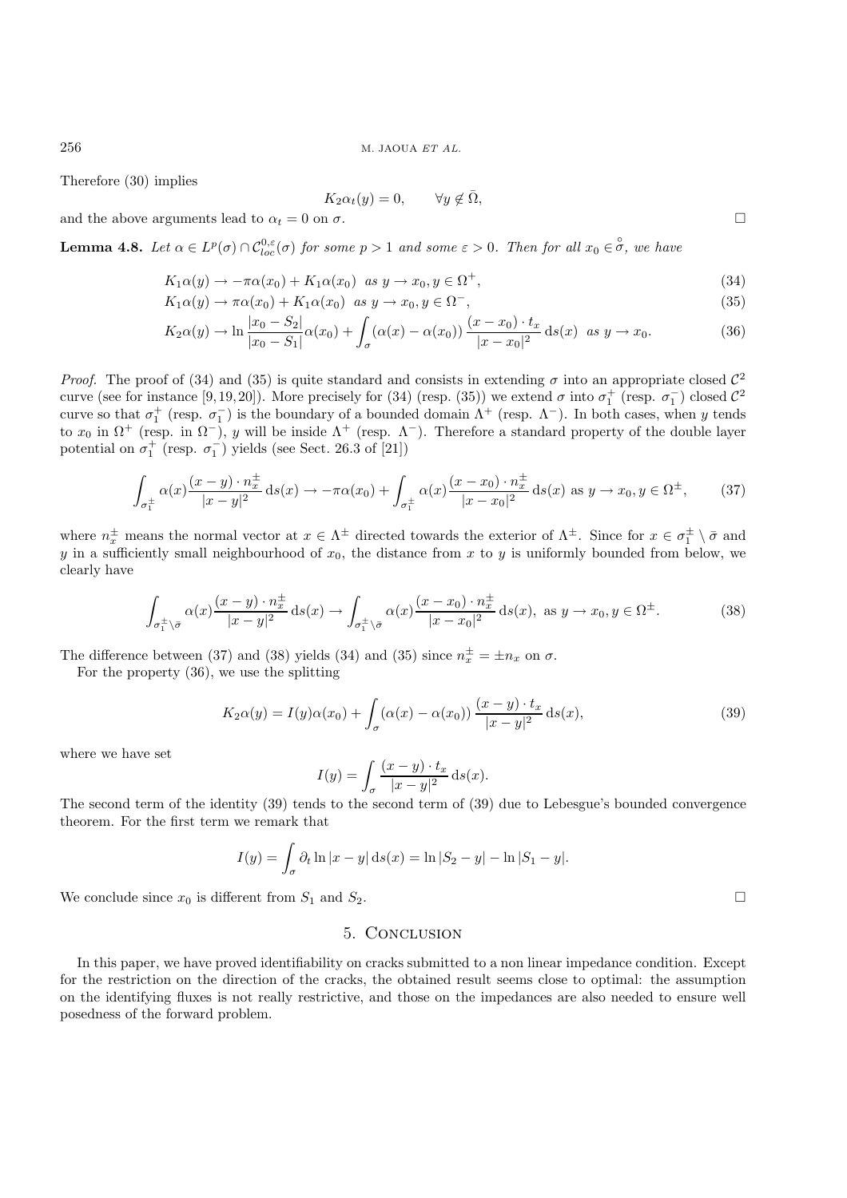Therefore (30) implies

$$K_2\alpha_t(y) = 0, \qquad \forall y \notin \bar{\Omega},$$

and the above arguments lead to $\alpha_t = 0$ on $\sigma$. $\square$

**Lemma 4.8.** *Let $\alpha \in L^p(\sigma) \cap \mathcal{C}^{0,\varepsilon}_{loc}(\sigma)$ for some $p > 1$ and some $\varepsilon > 0$. Then for all $x_0 \in \overset{\circ}{\sigma}$, we have*

$$K_1\alpha(y) \to -\pi\alpha(x_0) + K_1\alpha(x_0) \;\; \text{as } y \to x_0, y \in \Omega^+, \tag{34}$$

$$K_1\alpha(y) \to \pi\alpha(x_0) + K_1\alpha(x_0) \;\; \text{as } y \to x_0, y \in \Omega^-, \tag{35}$$

$$K_2\alpha(y) \to \ln\frac{|x_0 - S_2|}{|x_0 - S_1|}\alpha(x_0) + \int_\sigma (\alpha(x) - \alpha(x_0))\,\frac{(x - x_0)\cdot t_x}{|x - x_0|^2}\,\mathrm{d}s(x) \;\; \text{as } y \to x_0. \tag{36}$$

*Proof.* The proof of (34) and (35) is quite standard and consists in extending $\sigma$ into an appropriate closed $\mathcal{C}^2$ curve (see for instance [9,19,20]). More precisely for (34) (resp. (35)) we extend $\sigma$ into $\sigma_1^+$ (resp. $\sigma_1^-$) closed $\mathcal{C}^2$ curve so that $\sigma_1^+$ (resp. $\sigma_1^-$) is the boundary of a bounded domain $\Lambda^+$ (resp. $\Lambda^-$). In both cases, when $y$ tends to $x_0$ in $\Omega^+$ (resp. in $\Omega^-$), $y$ will be inside $\Lambda^+$ (resp. $\Lambda^-$). Therefore a standard property of the double layer potential on $\sigma_1^+$ (resp. $\sigma_1^-$) yields (see Sect. 26.3 of [21])

$$\int_{\sigma_1^\pm} \alpha(x)\frac{(x - y)\cdot n_x^\pm}{|x - y|^2}\,\mathrm{d}s(x) \to -\pi\alpha(x_0) + \int_{\sigma_1^\pm} \alpha(x)\frac{(x - x_0)\cdot n_x^\pm}{|x - x_0|^2}\,\mathrm{d}s(x) \text{ as } y \to x_0, y \in \Omega^\pm, \tag{37}$$

where $n_x^\pm$ means the normal vector at $x \in \Lambda^\pm$ directed towards the exterior of $\Lambda^\pm$. Since for $x \in \sigma_1^\pm \setminus \bar{\sigma}$ and $y$ in a sufficiently small neighbourhood of $x_0$, the distance from $x$ to $y$ is uniformly bounded from below, we clearly have

$$\int_{\sigma_1^\pm \setminus \bar{\sigma}} \alpha(x)\frac{(x - y)\cdot n_x^\pm}{|x - y|^2}\,\mathrm{d}s(x) \to \int_{\sigma_1^\pm \setminus \bar{\sigma}} \alpha(x)\frac{(x - x_0)\cdot n_x^\pm}{|x - x_0|^2}\,\mathrm{d}s(x), \text{ as } y \to x_0, y \in \Omega^\pm. \tag{38}$$

The difference between (37) and (38) yields (34) and (35) since $n_x^\pm = \pm n_x$ on $\sigma$.

For the property (36), we use the splitting

$$K_2\alpha(y) = I(y)\alpha(x_0) + \int_\sigma (\alpha(x) - \alpha(x_0))\,\frac{(x - y)\cdot t_x}{|x - y|^2}\,\mathrm{d}s(x), \tag{39}$$

where we have set

$$I(y) = \int_\sigma \frac{(x - y)\cdot t_x}{|x - y|^2}\,\mathrm{d}s(x).$$

The second term of the identity (39) tends to the second term of (39) due to Lebesgue's bounded convergence theorem. For the first term we remark that

$$I(y) = \int_\sigma \partial_t \ln|x - y|\,\mathrm{d}s(x) = \ln|S_2 - y| - \ln|S_1 - y|.$$

We conclude since $x_0$ is different from $S_1$ and $S_2$. $\square$

## 5. Conclusion

In this paper, we have proved identifiability on cracks submitted to a non linear impedance condition. Except for the restriction on the direction of the cracks, the obtained result seems close to optimal: the assumption on the identifying fluxes is not really restrictive, and those on the impedances are also needed to ensure well posedness of the forward problem.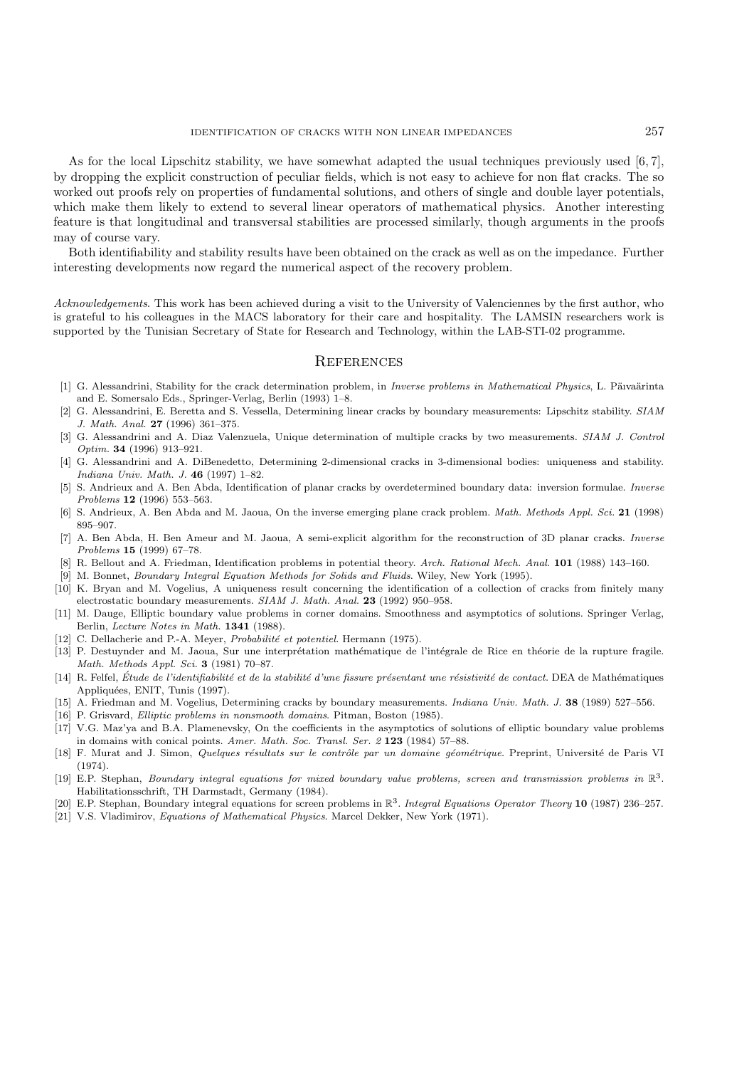As for the local Lipschitz stability, we have somewhat adapted the usual techniques previously used [6, 7], by dropping the explicit construction of peculiar fields, which is not easy to achieve for non flat cracks. The so worked out proofs rely on properties of fundamental solutions, and others of single and double layer potentials, which make them likely to extend to several linear operators of mathematical physics. Another interesting feature is that longitudinal and transversal stabilities are processed similarly, though arguments in the proofs may of course vary.

Both identifiability and stability results have been obtained on the crack as well as on the impedance. Further interesting developments now regard the numerical aspect of the recovery problem.

*Acknowledgements*. This work has been achieved during a visit to the University of Valenciennes by the first author, who is grateful to his colleagues in the MACS laboratory for their care and hospitality. The LAMSIN researchers work is supported by the Tunisian Secretary of State for Research and Technology, within the LAB-STI-02 programme.

## References

[1] G. Alessandrini, Stability for the crack determination problem, in *Inverse problems in Mathematical Physics*, L. Päivaärinta and E. Somersalo Eds., Springer-Verlag, Berlin (1993) 1–8.

[2] G. Alessandrini, E. Beretta and S. Vessella, Determining linear cracks by boundary measurements: Lipschitz stability. *SIAM J. Math. Anal.* **27** (1996) 361–375.

[3] G. Alessandrini and A. Diaz Valenzuela, Unique determination of multiple cracks by two measurements. *SIAM J. Control Optim.* **34** (1996) 913–921.

[4] G. Alessandrini and A. DiBenedetto, Determining 2-dimensional cracks in 3-dimensional bodies: uniqueness and stability. *Indiana Univ. Math. J.* **46** (1997) 1–82.

[5] S. Andrieux and A. Ben Abda, Identification of planar cracks by overdetermined boundary data: inversion formulae. *Inverse Problems* **12** (1996) 553–563.

[6] S. Andrieux, A. Ben Abda and M. Jaoua, On the inverse emerging plane crack problem. *Math. Methods Appl. Sci.* **21** (1998) 895–907.

[7] A. Ben Abda, H. Ben Ameur and M. Jaoua, A semi-explicit algorithm for the reconstruction of 3D planar cracks. *Inverse Problems* **15** (1999) 67–78.

[8] R. Bellout and A. Friedman, Identification problems in potential theory. *Arch. Rational Mech. Anal.* **101** (1988) 143–160.

[9] M. Bonnet, *Boundary Integral Equation Methods for Solids and Fluids*. Wiley, New York (1995).

[10] K. Bryan and M. Vogelius, A uniqueness result concerning the identification of a collection of cracks from finitely many electrostatic boundary measurements. *SIAM J. Math. Anal.* **23** (1992) 950–958.

[11] M. Dauge, Elliptic boundary value problems in corner domains. Smoothness and asymptotics of solutions. Springer Verlag, Berlin, *Lecture Notes in Math.* **1341** (1988).

[12] C. Dellacherie and P.-A. Meyer, *Probabilité et potentiel*. Hermann (1975).

[13] P. Destuynder and M. Jaoua, Sur une interprétation mathématique de l'intégrale de Rice en théorie de la rupture fragile. *Math. Methods Appl. Sci.* **3** (1981) 70–87.

[14] R. Felfel, *Étude de l'identifiabilité et de la stabilité d'une fissure présentant une résistivité de contact*. DEA de Mathématiques Appliquées, ENIT, Tunis (1997).

[15] A. Friedman and M. Vogelius, Determining cracks by boundary measurements. *Indiana Univ. Math. J.* **38** (1989) 527–556.

[16] P. Grisvard, *Elliptic problems in nonsmooth domains*. Pitman, Boston (1985).

[17] V.G. Maz'ya and B.A. Plamenevsky, On the coefficients in the asymptotics of solutions of elliptic boundary value problems in domains with conical points. *Amer. Math. Soc. Transl. Ser. 2* **123** (1984) 57–88.

[18] F. Murat and J. Simon, *Quelques résultats sur le contrôle par un domaine géométrique*. Preprint, Université de Paris VI (1974).

[19] E.P. Stephan, *Boundary integral equations for mixed boundary value problems, screen and transmission problems in* $\mathbb{R}^3$. Habilitationsschrift, TH Darmstadt, Germany (1984).

[20] E.P. Stephan, Boundary integral equations for screen problems in $\mathbb{R}^3$. *Integral Equations Operator Theory* **10** (1987) 236–257.

[21] V.S. Vladimirov, *Equations of Mathematical Physics*. Marcel Dekker, New York (1971).